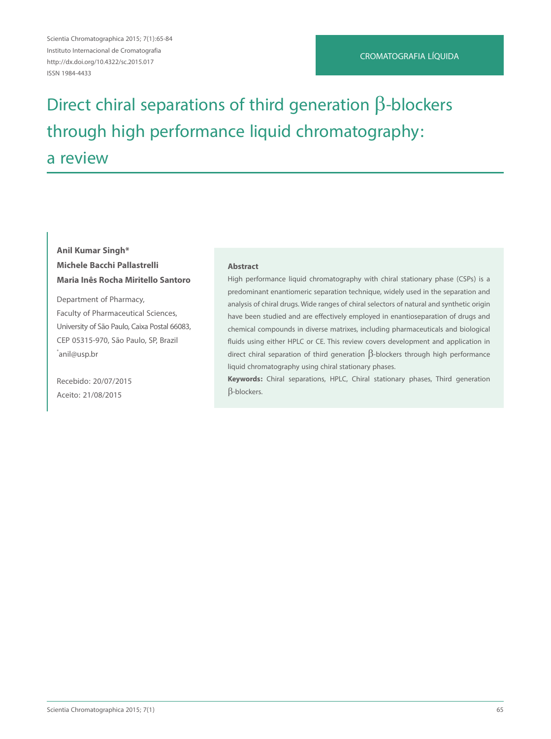CROMATOGRAFIA LÍQUIDA

# Direct chiral separations of third generation β-blockers through high performance liquid chromatography: a review

**Anil Kumar Singh***
**Michele Bacchi Pallastrelli**
**Maria Inês Rocha Miritello Santoro**

Department of Pharmacy,
Faculty of Pharmaceutical Sciences,
University of São Paulo, Caixa Postal 66083,
CEP 05315-970, São Paulo, SP, Brazil
*anil@usp.br

Recebido: 20/07/2015
Aceito: 21/08/2015

**Abstract**

High performance liquid chromatography with chiral stationary phase (CSPs) is a predominant enantiomeric separation technique, widely used in the separation and analysis of chiral drugs. Wide ranges of chiral selectors of natural and synthetic origin have been studied and are effectively employed in enantioseparation of drugs and chemical compounds in diverse matrixes, including pharmaceuticals and biological fluids using either HPLC or CE. This review covers development and application in direct chiral separation of third generation β-blockers through high performance liquid chromatography using chiral stationary phases.

**Keywords:** Chiral separations, HPLC, Chiral stationary phases, Third generation β-blockers.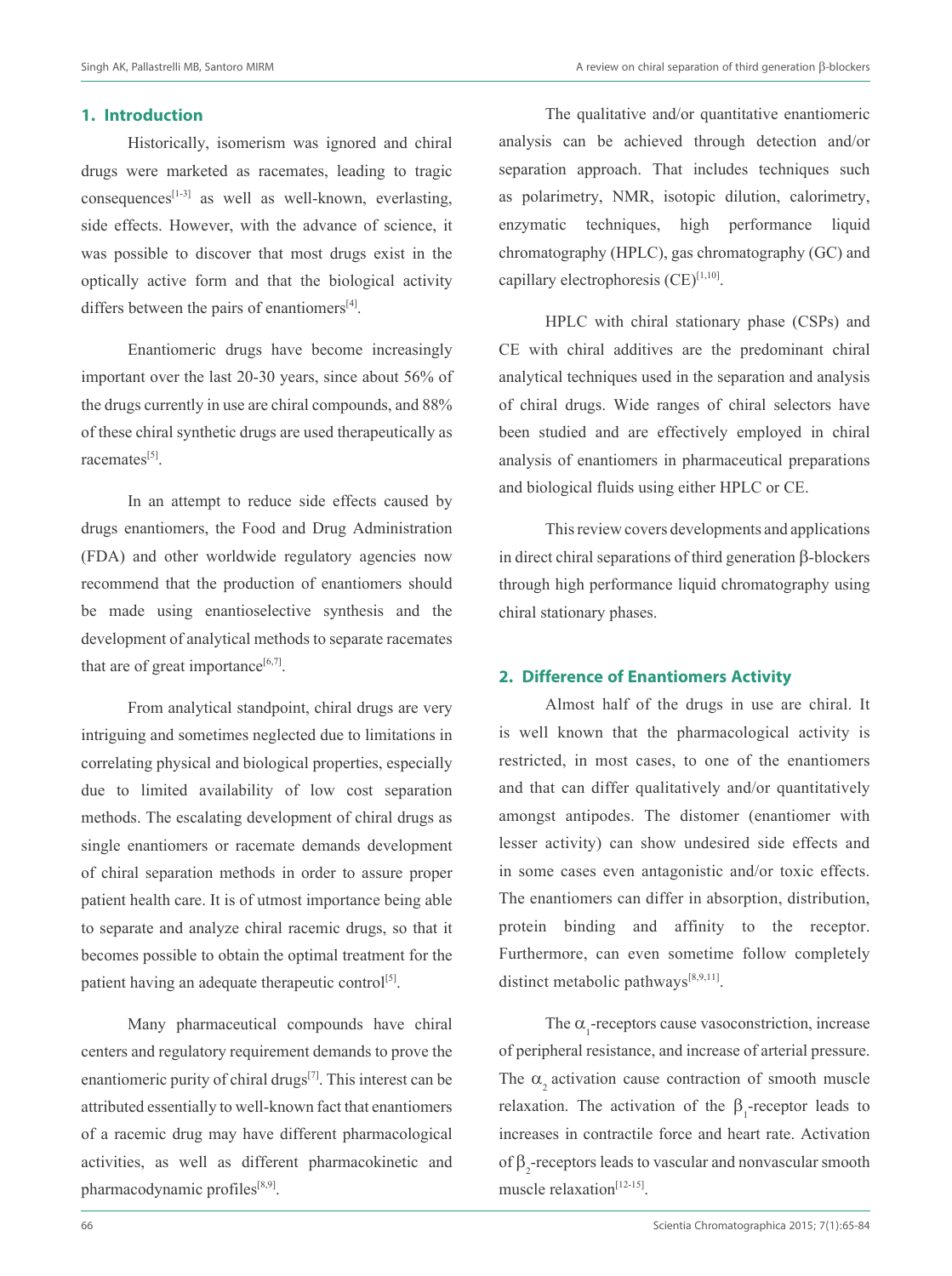## 1. Introduction

Historically, isomerism was ignored and chiral drugs were marketed as racemates, leading to tragic consequences[1-3] as well as well-known, everlasting, side effects. However, with the advance of science, it was possible to discover that most drugs exist in the optically active form and that the biological activity differs between the pairs of enantiomers[4].

Enantiomeric drugs have become increasingly important over the last 20-30 years, since about 56% of the drugs currently in use are chiral compounds, and 88% of these chiral synthetic drugs are used therapeutically as racemates[5].

In an attempt to reduce side effects caused by drugs enantiomers, the Food and Drug Administration (FDA) and other worldwide regulatory agencies now recommend that the production of enantiomers should be made using enantioselective synthesis and the development of analytical methods to separate racemates that are of great importance[6,7].

From analytical standpoint, chiral drugs are very intriguing and sometimes neglected due to limitations in correlating physical and biological properties, especially due to limited availability of low cost separation methods. The escalating development of chiral drugs as single enantiomers or racemate demands development of chiral separation methods in order to assure proper patient health care. It is of utmost importance being able to separate and analyze chiral racemic drugs, so that it becomes possible to obtain the optimal treatment for the patient having an adequate therapeutic control[5].

Many pharmaceutical compounds have chiral centers and regulatory requirement demands to prove the enantiomeric purity of chiral drugs[7]. This interest can be attributed essentially to well-known fact that enantiomers of a racemic drug may have different pharmacological activities, as well as different pharmacokinetic and pharmacodynamic profiles[8,9].

The qualitative and/or quantitative enantiomeric analysis can be achieved through detection and/or separation approach. That includes techniques such as polarimetry, NMR, isotopic dilution, calorimetry, enzymatic techniques, high performance liquid chromatography (HPLC), gas chromatography (GC) and capillary electrophoresis (CE)[1,10].

HPLC with chiral stationary phase (CSPs) and CE with chiral additives are the predominant chiral analytical techniques used in the separation and analysis of chiral drugs. Wide ranges of chiral selectors have been studied and are effectively employed in chiral analysis of enantiomers in pharmaceutical preparations and biological fluids using either HPLC or CE.

This review covers developments and applications in direct chiral separations of third generation β-blockers through high performance liquid chromatography using chiral stationary phases.

## 2. Difference of Enantiomers Activity

Almost half of the drugs in use are chiral. It is well known that the pharmacological activity is restricted, in most cases, to one of the enantiomers and that can differ qualitatively and/or quantitatively amongst antipodes. The distomer (enantiomer with lesser activity) can show undesired side effects and in some cases even antagonistic and/or toxic effects. The enantiomers can differ in absorption, distribution, protein binding and affinity to the receptor. Furthermore, can even sometime follow completely distinct metabolic pathways[8,9,11].

The $\alpha_1$-receptors cause vasoconstriction, increase of peripheral resistance, and increase of arterial pressure. The $\alpha_2$ activation cause contraction of smooth muscle relaxation. The activation of the $\beta_1$-receptor leads to increases in contractile force and heart rate. Activation of $\beta_2$-receptors leads to vascular and nonvascular smooth muscle relaxation[12-15].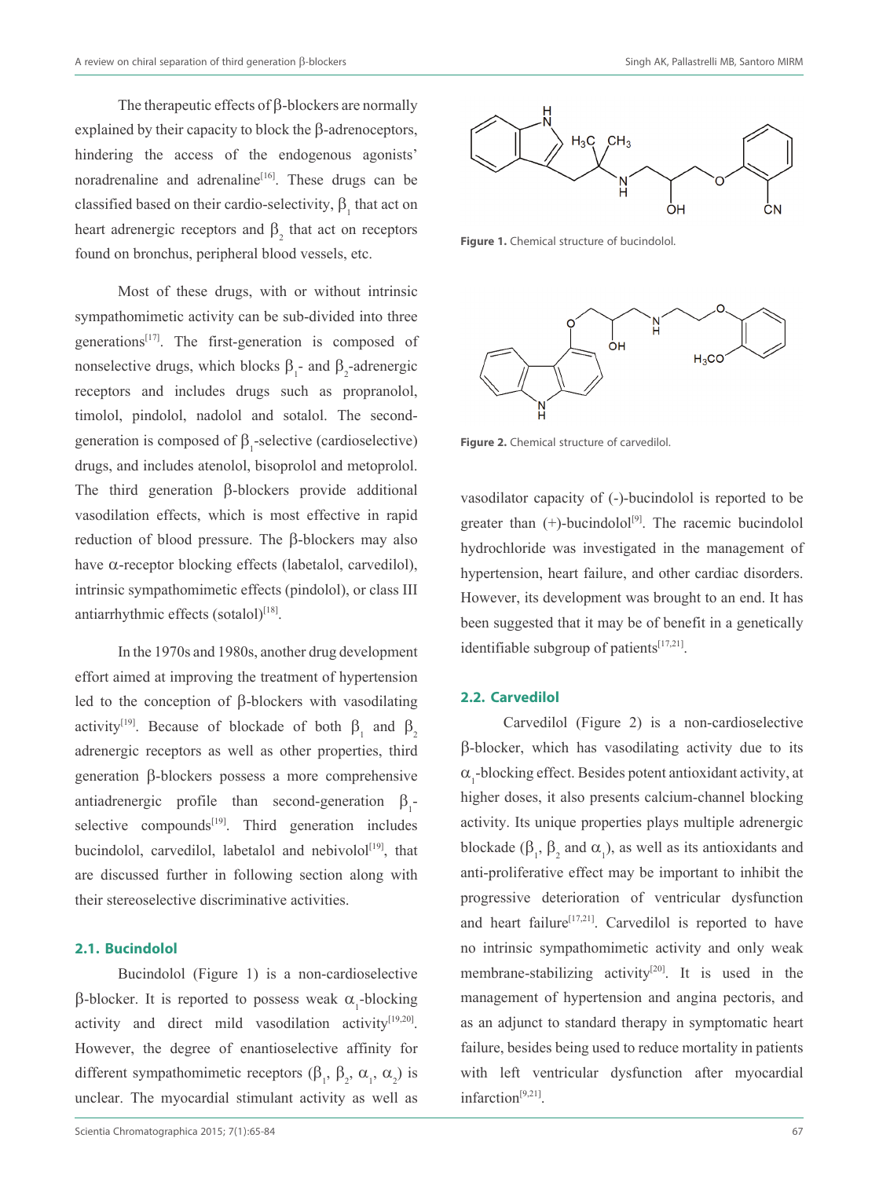The therapeutic effects of β-blockers are normally explained by their capacity to block the β-adrenoceptors, hindering the access of the endogenous agonists' noradrenaline and adrenaline[16]. These drugs can be classified based on their cardio-selectivity, $\beta_1$ that act on heart adrenergic receptors and $\beta_2$ that act on receptors found on bronchus, peripheral blood vessels, etc.

Most of these drugs, with or without intrinsic sympathomimetic activity can be sub-divided into three generations[17]. The first-generation is composed of nonselective drugs, which blocks $\beta_1$- and $\beta_2$-adrenergic receptors and includes drugs such as propranolol, timolol, pindolol, nadolol and sotalol. The second-generation is composed of $\beta_1$-selective (cardioselective) drugs, and includes atenolol, bisoprolol and metoprolol. The third generation β-blockers provide additional vasodilation effects, which is most effective in rapid reduction of blood pressure. The β-blockers may also have α-receptor blocking effects (labetalol, carvedilol), intrinsic sympathomimetic effects (pindolol), or class III antiarrhythmic effects (sotalol)[18].

In the 1970s and 1980s, another drug development effort aimed at improving the treatment of hypertension led to the conception of β-blockers with vasodilating activity[19]. Because of blockade of both $\beta_1$ and $\beta_2$ adrenergic receptors as well as other properties, third generation β-blockers possess a more comprehensive antiadrenergic profile than second-generation $\beta_1$-selective compounds[19]. Third generation includes bucindolol, carvedilol, labetalol and nebivolol[19], that are discussed further in following section along with their stereoselective discriminative activities.

### 2.1. Bucindolol

Bucindolol (Figure 1) is a non-cardioselective β-blocker. It is reported to possess weak $\alpha_1$-blocking activity and direct mild vasodilation activity[19,20]. However, the degree of enantioselective affinity for different sympathomimetic receptors ($\beta_1$, $\beta_2$, $\alpha_1$, $\alpha_2$) is unclear. The myocardial stimulant activity as well as vasodilator capacity of (-)-bucindolol is reported to be greater than (+)-bucindolol[9]. The racemic bucindolol hydrochloride was investigated in the management of hypertension, heart failure, and other cardiac disorders. However, its development was brought to an end. It has been suggested that it may be of benefit in a genetically identifiable subgroup of patients[17,21].

**Figure 1.** Chemical structure of bucindolol.

**Figure 2.** Chemical structure of carvedilol.

### 2.2. Carvedilol

Carvedilol (Figure 2) is a non-cardioselective β-blocker, which has vasodilating activity due to its $\alpha_1$-blocking effect. Besides potent antioxidant activity, at higher doses, it also presents calcium-channel blocking activity. Its unique properties plays multiple adrenergic blockade ($\beta_1$, $\beta_2$ and $\alpha_1$), as well as its antioxidants and anti-proliferative effect may be important to inhibit the progressive deterioration of ventricular dysfunction and heart failure[17,21]. Carvedilol is reported to have no intrinsic sympathomimetic activity and only weak membrane-stabilizing activity[20]. It is used in the management of hypertension and angina pectoris, and as an adjunct to standard therapy in symptomatic heart failure, besides being used to reduce mortality in patients with left ventricular dysfunction after myocardial infarction[9,21].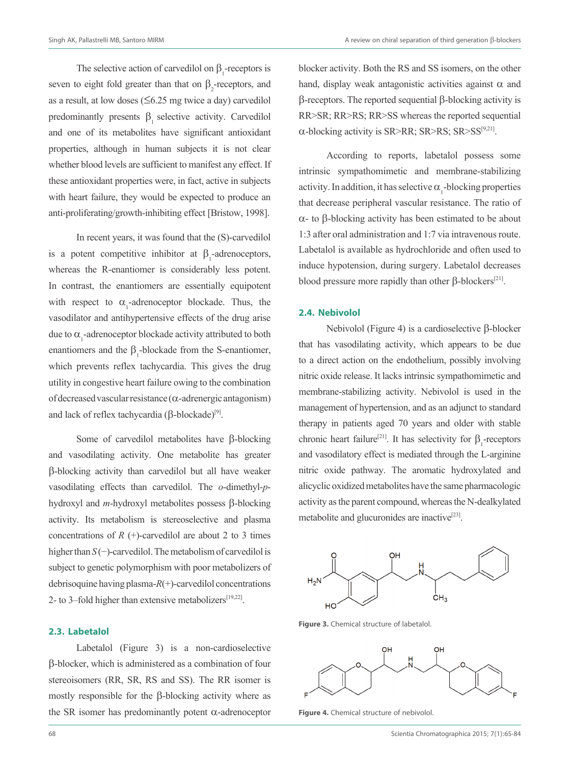The selective action of carvedilol on $\beta_1$-receptors is seven to eight fold greater than that on $\beta_2$-receptors, and as a result, at low doses (≤6.25 mg twice a day) carvedilol predominantly presents $\beta_1$ selective activity. Carvedilol and one of its metabolites have significant antioxidant properties, although in human subjects it is not clear whether blood levels are sufficient to manifest any effect. If these antioxidant properties were, in fact, active in subjects with heart failure, they would be expected to produce an anti-proliferating/growth-inhibiting effect [Bristow, 1998].

In recent years, it was found that the (S)-carvedilol is a potent competitive inhibitor at $\beta_1$-adrenoceptors, whereas the R-enantiomer is considerably less potent. In contrast, the enantiomers are essentially equipotent with respect to $\alpha_1$-adrenoceptor blockade. Thus, the vasodilator and antihypertensive effects of the drug arise due to $\alpha_1$-adrenoceptor blockade activity attributed to both enantiomers and the $\beta_1$-blockade from the S-enantiomer, which prevents reflex tachycardia. This gives the drug utility in congestive heart failure owing to the combination of decreased vascular resistance (α-adrenergic antagonism) and lack of reflex tachycardia (β-blockade)[9].

Some of carvedilol metabolites have β-blocking and vasodilating activity. One metabolite has greater β-blocking activity than carvedilol but all have weaker vasodilating effects than carvedilol. The *o*-dimethyl-*p*-hydroxyl and *m*-hydroxyl metabolites possess β-blocking activity. Its metabolism is stereoselective and plasma concentrations of *R* (+)-carvedilol are about 2 to 3 times higher than *S*(−)-carvedilol. The metabolism of carvedilol is subject to genetic polymorphism with poor metabolizers of debrisoquine having plasma-*R*(+)-carvedilol concentrations 2- to 3–fold higher than extensive metabolizers[19,22].

### 2.3. Labetalol

Labetalol (Figure 3) is a non-cardioselective β-blocker, which is administered as a combination of four stereoisomers (RR, SR, RS and SS). The RR isomer is mostly responsible for the β-blocking activity where as the SR isomer has predominantly potent α-adrenoceptor blocker activity. Both the RS and SS isomers, on the other hand, display weak antagonistic activities against α and β-receptors. The reported sequential β-blocking activity is RR>SR; RR>RS; RR>SS whereas the reported sequential α-blocking activity is SR>RR; SR>RS; SR>SS[9,21].

According to reports, labetalol possess some intrinsic sympathomimetic and membrane-stabilizing activity. In addition, it has selective $\alpha_1$-blocking properties that decrease peripheral vascular resistance. The ratio of α- to β-blocking activity has been estimated to be about 1:3 after oral administration and 1:7 via intravenous route. Labetalol is available as hydrochloride and often used to induce hypotension, during surgery. Labetalol decreases blood pressure more rapidly than other β-blockers[21].

### 2.4. Nebivolol

Nebivolol (Figure 4) is a cardioselective β-blocker that has vasodilating activity, which appears to be due to a direct action on the endothelium, possibly involving nitric oxide release. It lacks intrinsic sympathomimetic and membrane-stabilizing activity. Nebivolol is used in the management of hypertension, and as an adjunct to standard therapy in patients aged 70 years and older with stable chronic heart failure[21]. It has selectivity for $\beta_1$-receptors and vasodilatory effect is mediated through the L-arginine nitric oxide pathway. The aromatic hydroxylated and alicyclic oxidized metabolites have the same pharmacologic activity as the parent compound, whereas the N-dealkylated metabolite and glucuronides are inactive[23].

**Figure 3.** Chemical structure of labetalol.

**Figure 4.** Chemical structure of nebivolol.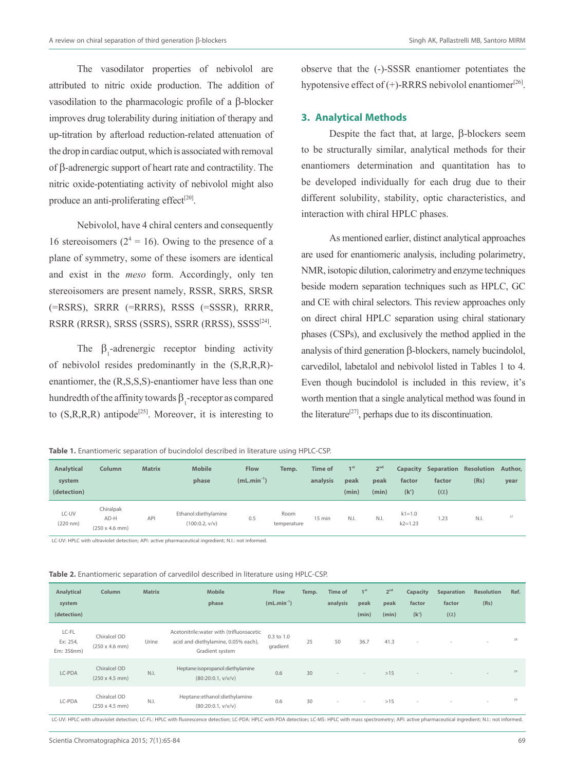The vasodilator properties of nebivolol are attributed to nitric oxide production. The addition of vasodilation to the pharmacologic profile of a β-blocker improves drug tolerability during initiation of therapy and up-titration by afterload reduction-related attenuation of the drop in cardiac output, which is associated with removal of β-adrenergic support of heart rate and contractility. The nitric oxide-potentiating activity of nebivolol might also produce an anti-proliferating effect[20].

Nebivolol, have 4 chiral centers and consequently 16 stereoisomers ($2^4 = 16$). Owing to the presence of a plane of symmetry, some of these isomers are identical and exist in the *meso* form. Accordingly, only ten stereoisomers are present namely, RSSR, SRRS, SRSR (=RSRS), SRRR (=RRRS), RSSS (=SSSR), RRRR, RSRR (RRSR), SRSS (SSRS), SSRR (RRSS), SSSS[24].

The $\beta_1$-adrenergic receptor binding activity of nebivolol resides predominantly in the (S,R,R,R)-enantiomer, the (R,S,S,S)-enantiomer have less than one hundredth of the affinity towards $\beta_1$-receptor as compared to (S,R,R,R) antipode[25]. Moreover, it is interesting to observe that the (-)-SSSR enantiomer potentiates the hypotensive effect of (+)-RRRS nebivolol enantiomer[26].

## 3. Analytical Methods

Despite the fact that, at large, β-blockers seem to be structurally similar, analytical methods for their enantiomers determination and quantitation has to be developed individually for each drug due to their different solubility, stability, optic characteristics, and interaction with chiral HPLC phases.

As mentioned earlier, distinct analytical approaches are used for enantiomeric analysis, including polarimetry, NMR, isotopic dilution, calorimetry and enzyme techniques beside modern separation techniques such as HPLC, GC and CE with chiral selectors. This review approaches only on direct chiral HPLC separation using chiral stationary phases (CSPs), and exclusively the method applied in the analysis of third generation β-blockers, namely bucindolol, carvedilol, labetalol and nebivolol listed in Tables 1 to 4. Even though bucindolol is included in this review, it's worth mention that a single analytical method was found in the literature[27], perhaps due to its discontinuation.

**Table 1.** Enantiomeric separation of bucindolol described in literature using HPLC-CSP.

| Analytical system (detection) | Column | Matrix | Mobile phase | Flow (mL.min$^{-1}$) | Temp. | Time of analysis | 1st peak (min) | 2nd peak (min) | Capacity factor (k') | Separation factor (α) | Resolution (Rs) | Author, year |
|---|---|---|---|---|---|---|---|---|---|---|---|---|
| LC-UV (220 nm) | Chiralpak AD-H (250 x 4.6 mm) | API | Ethanol:diethylamine (100:0.2, v/v) | 0.5 | Room temperature | 15 min | N.I. | N.I. | k1=1.0 k2=1.23 | 1.23 | N.I. | 27 |

LC-UV: HPLC with ultraviolet detection; API: active pharmaceutical ingredient; N.I.: not informed.

**Table 2.** Enantiomeric separation of carvedilol described in literature using HPLC-CSP.

| Analytical system (detection) | Column | Matrix | Mobile phase | Flow (mL.min$^{-1}$) | Temp. | Time of analysis | 1st peak (min) | 2nd peak (min) | Capacity factor (k') | Separation factor (α) | Resolution (Rs) | Ref. |
|---|---|---|---|---|---|---|---|---|---|---|---|---|
| LC-FL Ex: 254, Em: 356nm) | Chiralcel OD (250 x 4.6 mm) | Urine | Acetonitrile:water with (trifluoroacetic acid and diethylamine, 0.05% each), Gradient system | 0.3 to 1.0 gradient | 25 | 50 | 36.7 | 41.3 | - | - | - | 28 |
| LC-PDA | Chiralcel OD (250 x 4.5 mm) | N.I. | Heptane:isopropanol:diethylamine (80:20:0.1, v/v/v) | 0.6 | 30 | - | - | >15 | - | - | - | 29 |
| LC-PDA | Chiralcel OD (250 x 4.5 mm) | N.I. | Heptane:ethanol:diethylamine (80:20:0.1, v/v/v) | 0.6 | 30 | - | - | >15 | - | - | - | 29 |

LC-UV: HPLC with ultraviolet detection; LC-FL: HPLC with fluorescence detection; LC-PDA: HPLC with PDA detection; LC-MS: HPLC with mass spectrometry; API: active pharmaceutical ingredient; N.I.: not informed.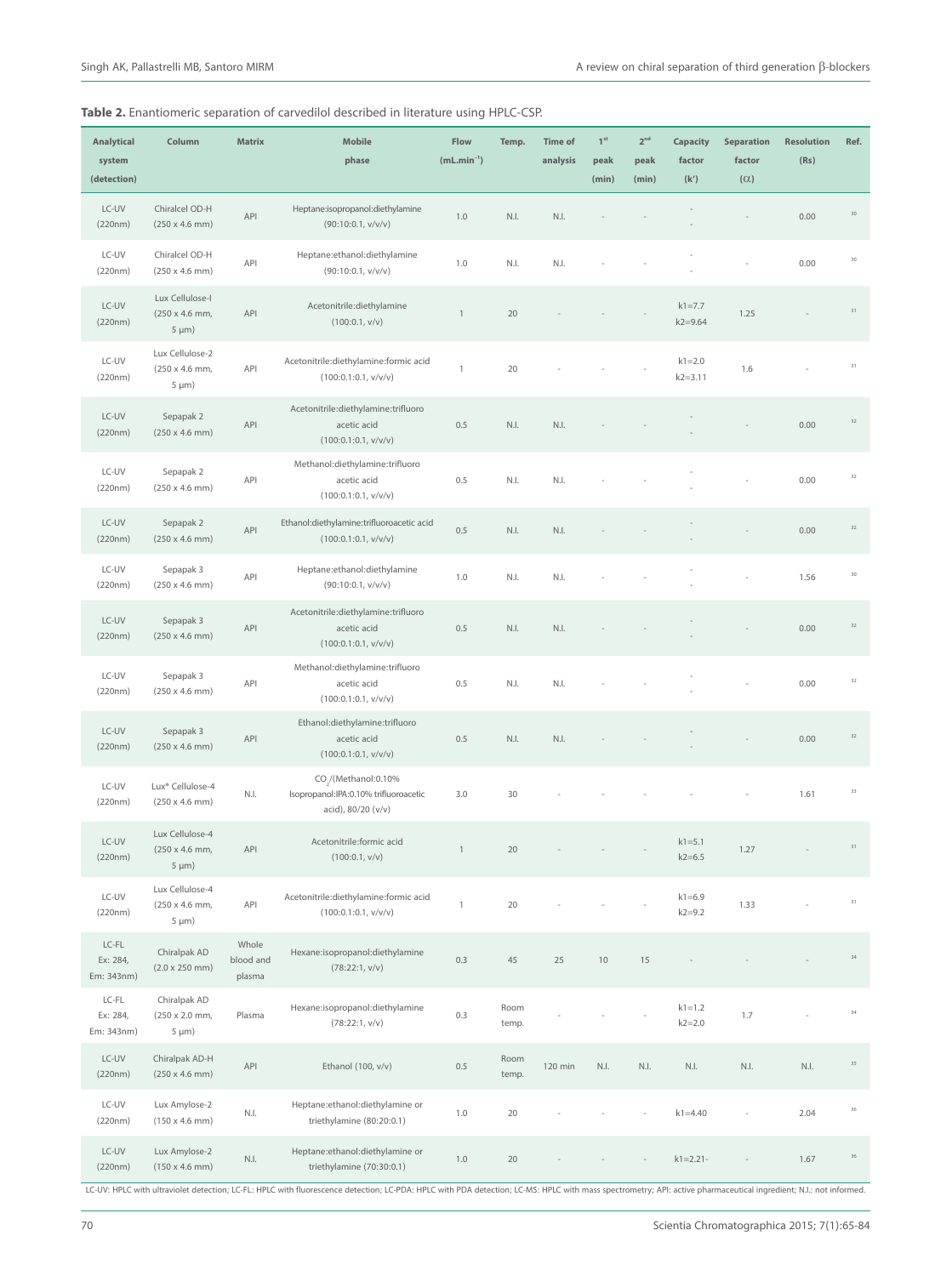**Table 2.** Enantiomeric separation of carvedilol described in literature using HPLC-CSP.

| Analytical system (detection) | Column | Matrix | Mobile phase | Flow (mL.min$^{-1}$) | Temp. | Time of analysis | 1$^{st}$ peak (min) | 2$^{nd}$ peak (min) | Capacity factor (k') | Separation factor (α) | Resolution (Rs) | Ref. |
|---|---|---|---|---|---|---|---|---|---|---|---|---|
| LC-UV (220nm) | Chiralcel OD-H (250 x 4.6 mm) | API | Heptane:isopropanol:diethylamine (90:10:0.1, v/v/v) | 1.0 | N.I. | N.I. | - | - | - - | - | 0.00 | 30 |
| LC-UV (220nm) | Chiralcel OD-H (250 x 4.6 mm) | API | Heptane:ethanol:diethylamine (90:10:0.1, v/v/v) | 1.0 | N.I. | N.I. | - | - | - - | - | 0.00 | 30 |
| LC-UV (220nm) | Lux Cellulose-I (250 x 4.6 mm, 5 μm) | API | Acetonitrile:diethylamine (100:0.1, v/v) | 1 | 20 | - | - | - | k1=7.7 k2=9.64 | 1.25 | - | 31 |
| LC-UV (220nm) | Lux Cellulose-2 (250 x 4.6 mm, 5 μm) | API | Acetonitrile:diethylamine:formic acid (100:0.1:0.1, v/v/v) | 1 | 20 | - | - | - | k1=2.0 k2=3.11 | 1.6 | - | 31 |
| LC-UV (220nm) | Sepapak 2 (250 x 4.6 mm) | API | Acetonitrile:diethylamine:trifluoro acetic acid (100:0.1:0.1, v/v/v) | 0.5 | N.I. | N.I. | - | - | - - | - | 0.00 | 32 |
| LC-UV (220nm) | Sepapak 2 (250 x 4.6 mm) | API | Methanol:diethylamine:trifluoro acetic acid (100:0.1:0.1, v/v/v) | 0.5 | N.I. | N.I. | - | - | - - | - | 0.00 | 32 |
| LC-UV (220nm) | Sepapak 2 (250 x 4.6 mm) | API | Ethanol:diethylamine:trifluoroacetic acid (100:0.1:0.1, v/v/v) | 0.5 | N.I. | N.I. | - | - | - - | - | 0.00 | 32 |
| LC-UV (220nm) | Sepapak 3 (250 x 4.6 mm) | API | Heptane:ethanol:diethylamine (90:10:0.1, v/v/v) | 1.0 | N.I. | N.I. | - | - | - - | - | 1.56 | 30 |
| LC-UV (220nm) | Sepapak 3 (250 x 4.6 mm) | API | Acetonitrile:diethylamine:trifluoro acetic acid (100:0.1:0.1, v/v/v) | 0.5 | N.I. | N.I. | - | - | - - | - | 0.00 | 32 |
| LC-UV (220nm) | Sepapak 3 (250 x 4.6 mm) | API | Methanol:diethylamine:trifluoro acetic acid (100:0.1:0.1, v/v/v) | 0.5 | N.I. | N.I. | - | - | - - | - | 0.00 | 32 |
| LC-UV (220nm) | Sepapak 3 (250 x 4.6 mm) | API | Ethanol:diethylamine:trifluoro acetic acid (100:0.1:0.1, v/v/v) | 0.5 | N.I. | N.I. | - | - | - - | - | 0.00 | 32 |
| LC-UV (220nm) | Lux® Cellulose-4 (250 x 4.6 mm) | N.I. | $CO_2$/(Methanol:0.10% Isopropanol:IPA:0.10% trifluoroacetic acid), 80/20 (v/v) | 3.0 | 30 | - | - | - | - | - | 1.61 | 33 |
| LC-UV (220nm) | Lux Cellulose-4 (250 x 4.6 mm, 5 μm) | API | Acetonitrile:formic acid (100:0.1, v/v) | 1 | 20 | - | - | - | k1=5.1 k2=6.5 | 1.27 | - | 31 |
| LC-UV (220nm) | Lux Cellulose-4 (250 x 4.6 mm, 5 μm) | API | Acetonitrile:diethylamine:formic acid (100:0.1:0.1, v/v/v) | 1 | 20 | - | - | - | k1=6.9 k2=9.2 | 1.33 | - | 31 |
| LC-FL Ex: 284, Em: 343nm) | Chiralpak AD (2.0 x 250 mm) | Whole blood and plasma | Hexane:isopropanol:diethylamine (78:22:1, v/v) | 0.3 | 45 | 25 | 10 | 15 | - | - | - | 34 |
| LC-FL Ex: 284, Em: 343nm) | Chiralpak AD (250 x 2.0 mm, 5 μm) | Plasma | Hexane:isopropanol:diethylamine (78:22:1, v/v) | 0.3 | Room temp. | - | - | - | k1=1.2 k2=2.0 | 1.7 | - | 34 |
| LC-UV (220nm) | Chiralpak AD-H (250 x 4.6 mm) | API | Ethanol (100, v/v) | 0.5 | Room temp. | 120 min | N.I. | N.I. | N.I. | N.I. | N.I. | 35 |
| LC-UV (220nm) | Lux Amylose-2 (150 x 4.6 mm) | N.I. | Heptane:ethanol:diethylamine or triethylamine (80:20:0.1) | 1.0 | 20 | - | - | - | k1=4.40 | - | 2.04 | 36 |
| LC-UV (220nm) | Lux Amylose-2 (150 x 4.6 mm) | N.I. | Heptane:ethanol:diethylamine or triethylamine (70:30:0.1) | 1.0 | 20 | - | - | - | k1=2.21- | - | 1.67 | 36 |

LC-UV: HPLC with ultraviolet detection; LC-FL: HPLC with fluorescence detection; LC-PDA: HPLC with PDA detection; LC-MS: HPLC with mass spectrometry; API: active pharmaceutical ingredient; N.I.: not informed.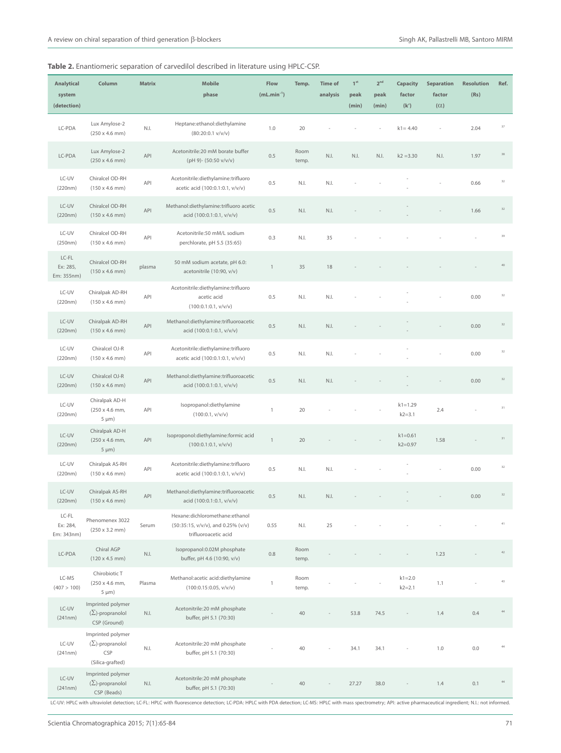**Table 2.** Enantiomeric separation of carvedilol described in literature using HPLC-CSP.

| Analytical system (detection) | Column | Matrix | Mobile phase | Flow ($mL.min^{-1}$) | Temp. | Time of analysis | 1st peak (min) | 2nd peak (min) | Capacity factor (k') | Separation factor (α) | Resolution (Rs) | Ref. |
|---|---|---|---|---|---|---|---|---|---|---|---|---|
| LC-PDA | Lux Amylose-2 (250 x 4.6 mm) | N.I. | Heptane:ethanol:diethylamine (80:20:0.1 v/v/v) | 1.0 | 20 | - | - | - | k1= 4.40 | - | 2.04 | 37 |
| LC-PDA | Lux Amylose-2 (250 x 4.6 mm) | API | Acetonitrile:20 mM borate buffer (pH 9)- (50:50 v/v/v) | 0.5 | Room temp. | N.I. | N.I. | N.I. | k2 =3.30 | N.I. | 1.97 | 38 |
| LC-UV (220nm) | Chiralcel OD-RH (150 x 4.6 mm) | API | Acetonitrile:diethylamine:trifluoro acetic acid (100:0.1:0.1, v/v/v) | 0.5 | N.I. | N.I. | - | - | - - | - | 0.66 | 32 |
| LC-UV (220nm) | Chiralcel OD-RH (150 x 4.6 mm) | API | Methanol:diethylamine:trifluoro acetic acid (100:0.1:0.1, v/v/v) | 0.5 | N.I. | N.I. | - | - | - - | - | 1.66 | 32 |
| LC-UV (250nm) | Chiralcel OD-RH (150 x 4.6 mm) | API | Acetonitrile:50 mM/L sodium perchlorate, pH 5.5 (35:65) | 0.3 | N.I. | 35 | - | - | - | - | - | 39 |
| LC-FL Ex: 285, Em: 355nm) | Chiralcel OD-RH (150 x 4.6 mm) | plasma | 50 mM sodium acetate, pH 6.0: acetonitrile (10:90, v/v) | 1 | 35 | 18 | - | - | - | - | - | 40 |
| LC-UV (220nm) | Chiralpak AD-RH (150 x 4.6 mm) | API | Acetonitrile:diethylamine:trifluoro acetic acid (100:0.1:0.1, v/v/v) | 0.5 | N.I. | N.I. | - | - | - - | - | 0.00 | 32 |
| LC-UV (220nm) | Chiralpak AD-RH (150 x 4.6 mm) | API | Methanol:diethylamine:trifluoroacetic acid (100:0.1:0.1, v/v/v) | 0.5 | N.I. | N.I. | - | - | - - | - | 0.00 | 32 |
| LC-UV (220nm) | Chiralcel OJ-R (150 x 4.6 mm) | API | Acetonitrile:diethylamine:trifluoro acetic acid (100:0.1:0.1, v/v/v) | 0.5 | N.I. | N.I. | - | - | - - | - | 0.00 | 32 |
| LC-UV (220nm) | Chiralcel OJ-R (150 x 4.6 mm) | API | Methanol:diethylamine:trifluoroacetic acid (100:0.1:0.1, v/v/v) | 0.5 | N.I. | N.I. | - | - | - - | - | 0.00 | 32 |
| LC-UV (220nm) | Chiralpak AD-H (250 x 4.6 mm, 5 µm) | API | Isopropanol:diethylamine (100:0.1, v/v/v) | 1 | 20 | - | - | - | k1=1.29 k2=3.1 | 2.4 | - | 31 |
| LC-UV (220nm) | Chiralpak AD-H (250 x 4.6 mm, 5 µm) | API | Isoproponol:diethylamine:formic acid (100:0.1:0.1, v/v/v) | 1 | 20 | - | - | - | k1=0.61 k2=0.97 | 1.58 | - | 31 |
| LC-UV (220nm) | Chiralpak AS-RH (150 x 4.6 mm) | API | Acetonitrile:diethylamine:trifluoro acetic acid (100:0.1:0.1, v/v/v) | 0.5 | N.I. | N.I. | - | - | - - | - | 0.00 | 32 |
| LC-UV (220nm) | Chiralpak AS-RH (150 x 4.6 mm) | API | Methanol:diethylamine:trifluoroacetic acid (100:0.1:0.1, v/v/v) | 0.5 | N.I. | N.I. | - | - | - - | - | 0.00 | 32 |
| LC-FL Ex: 284, Em: 343nm) | Phenomenex 3022 (250 x 3.2 mm) | Serum | Hexane:dichloromethane:ethanol (50:35:15, v/v/v), and 0.25% (v/v) trifluoroacetic acid | 0.55 | N.I. | 25 | - | - | - | - | - | 41 |
| LC-PDA | Chiral AGP (120 x 4.5 mm) | N.I. | Isopropanol:0.02M phosphate buffer, pH 4.6 (10:90, v/v) | 0.8 | Room temp. | - | - | - | - | 1.23 | - | 42 |
| LC-MS (407 > 100) | Chirobiotic T (250 x 4.6 mm, 5 µm) | Plasma | Methanol:acetic acid:diethylamine (100:0.15:0.05, v/v/v) | 1 | Room temp. | - | - | - | k1=2.0 k2=2.1 | 1.1 | - | 43 |
| LC-UV (241nm) | Imprinted polymer (Σ)-propranolol CSP (Ground) | N.I. | Acetonitrile:20 mM phosphate buffer, pH 5.1 (70:30) | - | 40 | - | 53.8 | 74.5 | - | 1.4 | 0.4 | 44 |
| LC-UV (241nm) | Imprinted polymer (Σ)-propranolol CSP (Silica-grafted) | N.I. | Acetonitrile:20 mM phosphate buffer, pH 5.1 (70:30) | - | 40 | - | 34.1 | 34.1 | - | 1.0 | 0.0 | 44 |
| LC-UV (241nm) | Imprinted polymer (Σ)-propranolol CSP (Beads) | N.I. | Acetonitrile:20 mM phosphate buffer, pH 5.1 (70:30) | - | 40 | - | 27.27 | 38.0 | - | 1.4 | 0.1 | 44 |

LC-UV: HPLC with ultraviolet detection; LC-FL: HPLC with fluorescence detection; LC-PDA: HPLC with PDA detection; LC-MS: HPLC with mass spectrometry; API: active pharmaceutical ingredient; N.I.: not informed.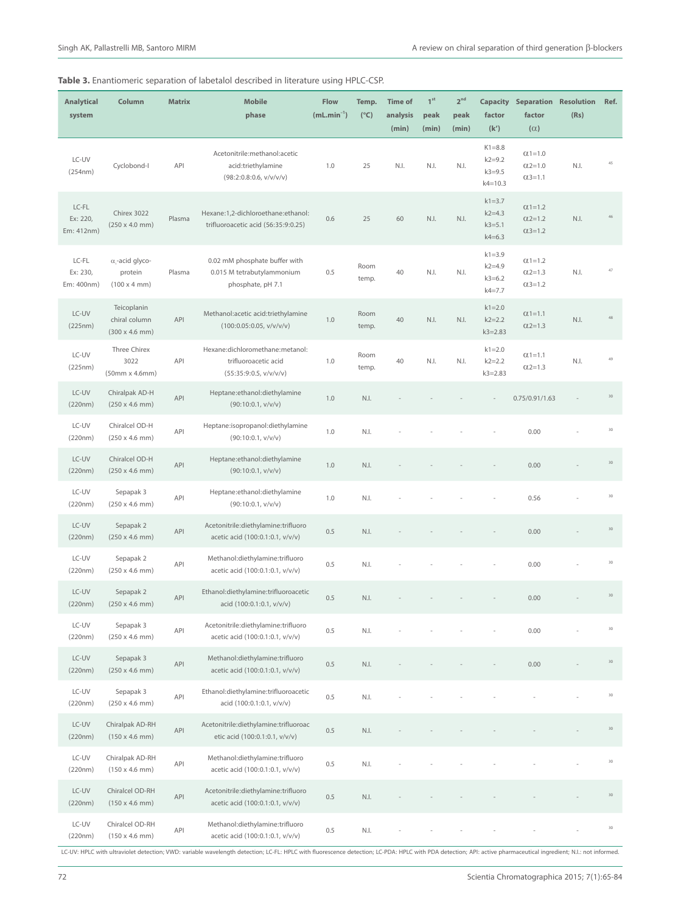**Table 3.** Enantiomeric separation of labetalol described in literature using HPLC-CSP.

| Analytical system | Column | Matrix | Mobile phase | Flow (mL.min$^{-1}$) | Temp. (°C) | Time of analysis (min) | 1$^{st}$ peak (min) | 2$^{nd}$ peak (min) | Capacity factor (k') | Separation factor (α) | Resolution (Rs) | Ref. |
|---|---|---|---|---|---|---|---|---|---|---|---|---|
| LC-UV (254nm) | Cyclobond-I | API | Acetonitrile:methanol:acetic acid:triethylamine (98:2:0.8:0.6, v/v/v/v) | 1.0 | 25 | N.I. | N.I. | N.I. | K1=8.8 k2=9.2 k3=9.5 k4=10.3 | α1=1.0 α2=1.0 α3=1.1 | N.I. | 45 |
| LC-FL Ex: 220, Em: 412nm) | Chirex 3022 (250 x 4.0 mm) | Plasma | Hexane:1,2-dichloroethane:ethanol: trifluoroacetic acid (56:35:9:0.25) | 0.6 | 25 | 60 | N.I. | N.I. | k1=3.7 k2=4.3 k3=5.1 k4=6.3 | α1=1.2 α2=1.2 α3=1.2 | N.I. | 46 |
| LC-FL Ex: 230, Em: 400nm) | $\alpha_1$-acid glyco-protein (100 x 4 mm) | Plasma | 0.02 mM phosphate buffer with 0.015 M tetrabutylammonium phosphate, pH 7.1 | 0.5 | Room temp. | 40 | N.I. | N.I. | k1=3.9 k2=4.9 k3=6.2 k4=7.7 | α1=1.2 α2=1.3 α3=1.2 | N.I. | 47 |
| LC-UV (225nm) | Teicoplanin chiral column (300 x 4.6 mm) | API | Methanol:acetic acid:triethylamine (100:0.05:0.05, v/v/v) | 1.0 | Room temp. | 40 | N.I. | N.I. | k1=2.0 k2=2.2 k3=2.83 | α1=1.1 α2=1.3 | N.I. | 48 |
| LC-UV (225nm) | Three Chirex 3022 (50mm x 4.6mm) | API | Hexane:dichloromethane:metanol: trifluoroacetic acid (55:35:9:0.5, v/v/v/v) | 1.0 | Room temp. | 40 | N.I. | N.I. | k1=2.0 k2=2.2 k3=2.83 | α1=1.1 α2=1.3 | N.I. | 49 |
| LC-UV (220nm) | Chiralpak AD-H (250 x 4.6 mm) | API | Heptane:ethanol:diethylamine (90:10:0.1, v/v/v) | 1.0 | N.I. | - | - | - | - | 0.75/0.91/1.63 | - | 30 |
| LC-UV (220nm) | Chiralcel OD-H (250 x 4.6 mm) | API | Heptane:isopropanol:diethylamine (90:10:0.1, v/v/v) | 1.0 | N.I. | - | - | - | - | 0.00 | - | 30 |
| LC-UV (220nm) | Chiralcel OD-H (250 x 4.6 mm) | API | Heptane:ethanol:diethylamine (90:10:0.1, v/v/v) | 1.0 | N.I. | - | - | - | - | 0.00 | - | 30 |
| LC-UV (220nm) | Sepapak 3 (250 x 4.6 mm) | API | Heptane:ethanol:diethylamine (90:10:0.1, v/v/v) | 1.0 | N.I. | - | - | - | - | 0.56 | - | 30 |
| LC-UV (220nm) | Sepapak 2 (250 x 4.6 mm) | API | Acetonitrile:diethylamine:trifluoro acetic acid (100:0.1:0.1, v/v/v) | 0.5 | N.I. | - | - | - | - | 0.00 | - | 30 |
| LC-UV (220nm) | Sepapak 2 (250 x 4.6 mm) | API | Methanol:diethylamine:trifluoro acetic acid (100:0.1:0.1, v/v/v) | 0.5 | N.I. | - | - | - | - | 0.00 | - | 30 |
| LC-UV (220nm) | Sepapak 2 (250 x 4.6 mm) | API | Ethanol:diethylamine:trifluoroacetic acid (100:0.1:0.1, v/v/v) | 0.5 | N.I. | - | - | - | - | 0.00 | - | 30 |
| LC-UV (220nm) | Sepapak 3 (250 x 4.6 mm) | API | Acetonitrile:diethylamine:trifluoro acetic acid (100:0.1:0.1, v/v/v) | 0.5 | N.I. | - | - | - | - | 0.00 | - | 30 |
| LC-UV (220nm) | Sepapak 3 (250 x 4.6 mm) | API | Methanol:diethylamine:trifluoro acetic acid (100:0.1:0.1, v/v/v) | 0.5 | N.I. | - | - | - | - | 0.00 | - | 30 |
| LC-UV (220nm) | Sepapak 3 (250 x 4.6 mm) | API | Ethanol:diethylamine:trifluoroacetic acid (100:0.1:0.1, v/v/v) | 0.5 | N.I. | - | - | - | - | - | - | 30 |
| LC-UV (220nm) | Chiralpak AD-RH (150 x 4.6 mm) | API | Acetonitrile:diethylamine:trifluoroac etic acid (100:0.1:0.1, v/v/v) | 0.5 | N.I. | - | - | - | - | - | - | 30 |
| LC-UV (220nm) | Chiralpak AD-RH (150 x 4.6 mm) | API | Methanol:diethylamine:trifluoro acetic acid (100:0.1:0.1, v/v/v) | 0.5 | N.I. | - | - | - | - | - | - | 30 |
| LC-UV (220nm) | Chiralcel OD-RH (150 x 4.6 mm) | API | Acetonitrile:diethylamine:trifluoro acetic acid (100:0.1:0.1, v/v/v) | 0.5 | N.I. | - | - | - | - | - | - | 30 |
| LC-UV (220nm) | Chiralcel OD-RH (150 x 4.6 mm) | API | Methanol:diethylamine:trifluoro acetic acid (100:0.1:0.1, v/v/v) | 0.5 | N.I. | - | - | - | - | - | - | 30 |

LC-UV: HPLC with ultraviolet detection; VWD: variable wavelength detection; LC-FL: HPLC with fluorescence detection; LC-PDA: HPLC with PDA detection; API: active pharmaceutical ingredient; N.I.: not informed.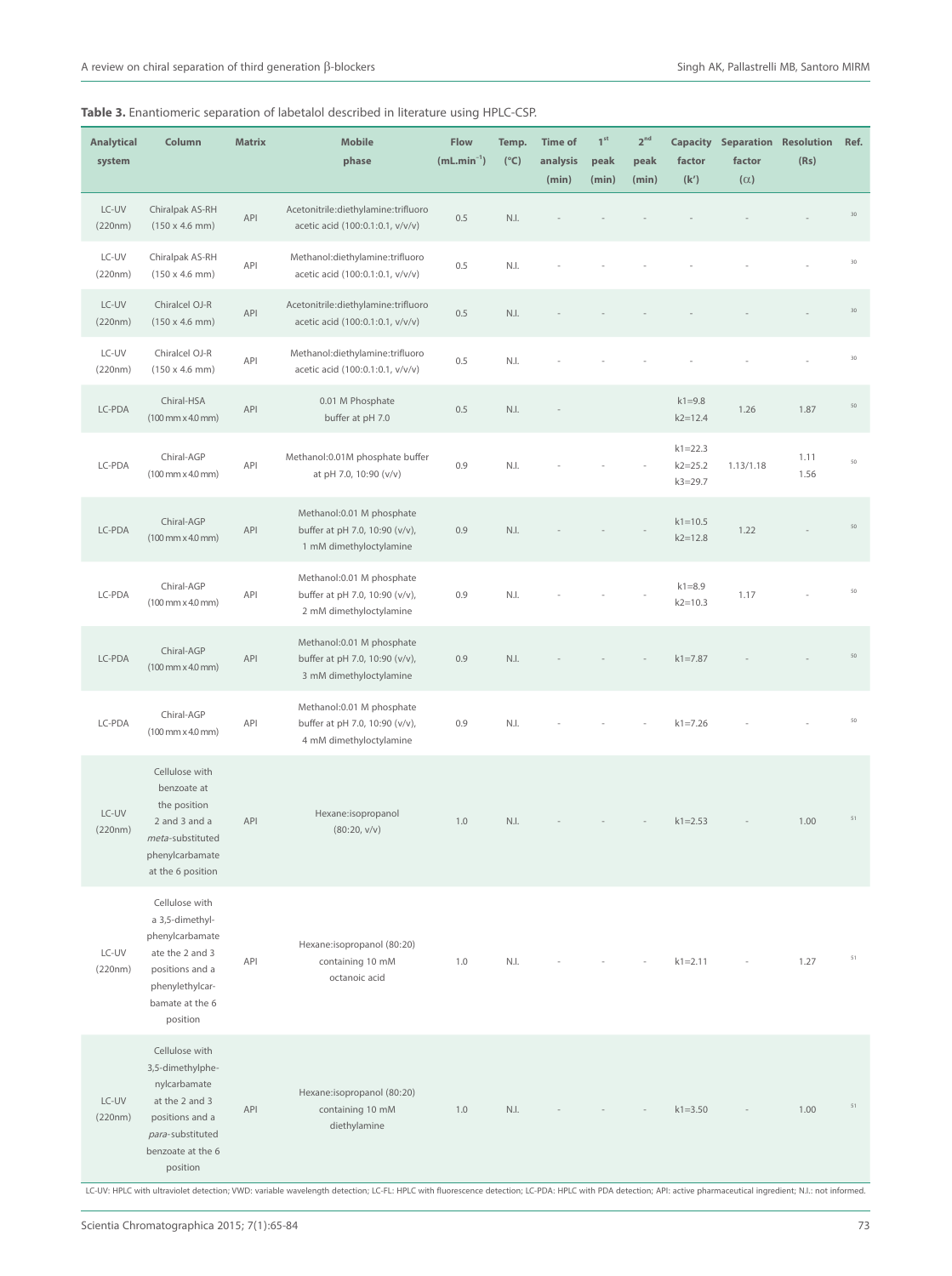**Table 3.** Enantiomeric separation of labetalol described in literature using HPLC-CSP.

| Analytical system | Column | Matrix | Mobile phase | Flow (mL.min$^{-1}$) | Temp. (°C) | Time of analysis (min) | 1$^{st}$ peak (min) | 2$^{nd}$ peak (min) | Capacity factor (k') | Separation factor (α) | Resolution (Rs) | Ref. |
|---|---|---|---|---|---|---|---|---|---|---|---|---|
| LC-UV (220nm) | Chiralpak AS-RH (150 x 4.6 mm) | API | Acetonitrile:diethylamine:trifluoro acetic acid (100:0.1:0.1, v/v/v) | 0.5 | N.I. | - | - | - | - | - | - | 30 |
| LC-UV (220nm) | Chiralpak AS-RH (150 x 4.6 mm) | API | Methanol:diethylamine:trifluoro acetic acid (100:0.1:0.1, v/v/v) | 0.5 | N.I. | - | - | - | - | - | - | 30 |
| LC-UV (220nm) | Chiralcel OJ-R (150 x 4.6 mm) | API | Acetonitrile:diethylamine:trifluoro acetic acid (100:0.1:0.1, v/v/v) | 0.5 | N.I. | - | - | - | - | - | - | 30 |
| LC-UV (220nm) | Chiralcel OJ-R (150 x 4.6 mm) | API | Methanol:diethylamine:trifluoro acetic acid (100:0.1:0.1, v/v/v) | 0.5 | N.I. | - | - | - | - | - | - | 30 |
| LC-PDA | Chiral-HSA (100 mm x 4.0 mm) | API | 0.01 M Phosphate buffer at pH 7.0 | 0.5 | N.I. | - | | | k1=9.8 k2=12.4 | 1.26 | 1.87 | 50 |
| LC-PDA | Chiral-AGP (100 mm x 4.0 mm) | API | Methanol:0.01M phosphate buffer at pH 7.0, 10:90 (v/v) | 0.9 | N.I. | - | - | - | k1=22.3 k2=25.2 k3=29.7 | 1.13/1.18 | 1.11 1.56 | 50 |
| LC-PDA | Chiral-AGP (100 mm x 4.0 mm) | API | Methanol:0.01 M phosphate buffer at pH 7.0, 10:90 (v/v), 1 mM dimethyloctylamine | 0.9 | N.I. | - | - | - | k1=10.5 k2=12.8 | 1.22 | - | 50 |
| LC-PDA | Chiral-AGP (100 mm x 4.0 mm) | API | Methanol:0.01 M phosphate buffer at pH 7.0, 10:90 (v/v), 2 mM dimethyloctylamine | 0.9 | N.I. | - | - | - | k1=8.9 k2=10.3 | 1.17 | - | 50 |
| LC-PDA | Chiral-AGP (100 mm x 4.0 mm) | API | Methanol:0.01 M phosphate buffer at pH 7.0, 10:90 (v/v), 3 mM dimethyloctylamine | 0.9 | N.I. | - | - | - | k1=7.87 | - | - | 50 |
| LC-PDA | Chiral-AGP (100 mm x 4.0 mm) | API | Methanol:0.01 M phosphate buffer at pH 7.0, 10:90 (v/v), 4 mM dimethyloctylamine | 0.9 | N.I. | - | - | - | k1=7.26 | - | - | 50 |
| LC-UV (220nm) | Cellulose with benzoate at the position 2 and 3 and a *meta*-substituted phenylcarbamate at the 6 position | API | Hexane:isopropanol (80:20, v/v) | 1.0 | N.I. | - | - | - | k1=2.53 | - | 1.00 | 51 |
| LC-UV (220nm) | Cellulose with a 3,5-dimethyl-phenylcarbamate ate the 2 and 3 positions and a phenylethylcar-bamate at the 6 position | API | Hexane:isopropanol (80:20) containing 10 mM octanoic acid | 1.0 | N.I. | - | - | - | k1=2.11 | - | 1.27 | 51 |
| LC-UV (220nm) | Cellulose with 3,5-dimethylphe-nylcarbamate at the 2 and 3 positions and a *para*-substituted benzoate at the 6 position | API | Hexane:isopropanol (80:20) containing 10 mM diethylamine | 1.0 | N.I. | - | - | - | k1=3.50 | - | 1.00 | 51 |

LC-UV: HPLC with ultraviolet detection; VWD: variable wavelength detection; LC-FL: HPLC with fluorescence detection; LC-PDA: HPLC with PDA detection; API: active pharmaceutical ingredient; N.I.: not informed.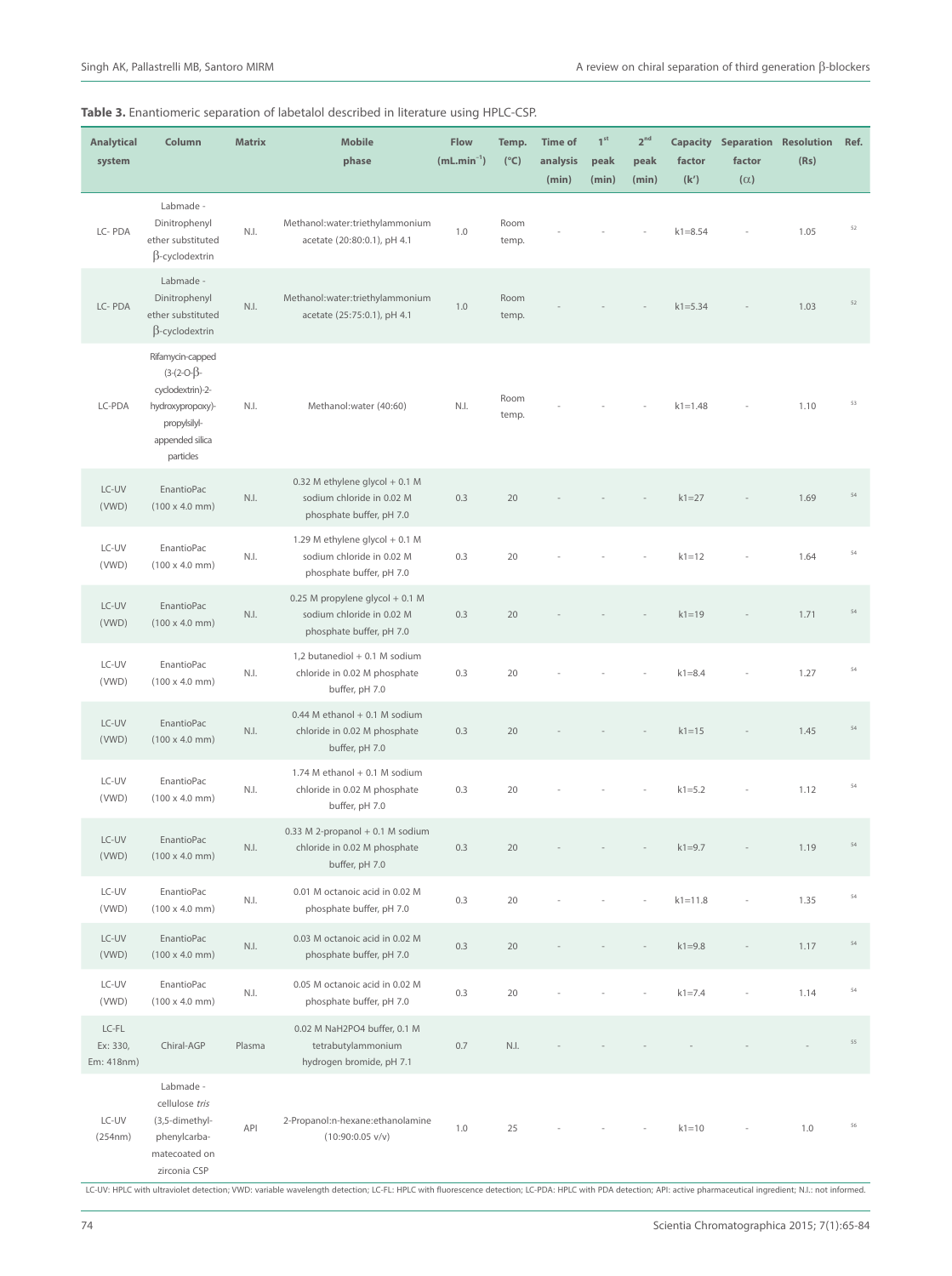**Table 3.** Enantiomeric separation of labetalol described in literature using HPLC-CSP.

| Analytical system | Column | Matrix | Mobile phase | Flow ($mL.min^{-1}$) | Temp. (°C) | Time of analysis (min) | 1[st] peak (min) | 2[nd] peak (min) | Capacity factor (k') | Separation factor (α) | Resolution (Rs) | Ref. |
|---|---|---|---|---|---|---|---|---|---|---|---|---|
| LC- PDA | Labmade - Dinitrophenyl ether substituted β-cyclodextrin | N.I. | Methanol:water:triethylammonium acetate (20:80:0.1), pH 4.1 | 1.0 | Room temp. | - | - | - | k1=8.54 | - | 1.05 | 52 |
| LC- PDA | Labmade - Dinitrophenyl ether substituted β-cyclodextrin | N.I. | Methanol:water:triethylammonium acetate (25:75:0.1), pH 4.1 | 1.0 | Room temp. | - | - | - | k1=5.34 | - | 1.03 | 52 |
| LC-PDA | Rifamycin-capped (3-(2-O-β-cyclodextrin)-2-hydroxypropoxy)-propylsilyl-appended silica particles | N.I. | Methanol:water (40:60) | N.I. | Room temp. | - | - | - | k1=1.48 | - | 1.10 | 53 |
| LC-UV (VWD) | EnantioPac (100 x 4.0 mm) | N.I. | 0.32 M ethylene glycol + 0.1 M sodium chloride in 0.02 M phosphate buffer, pH 7.0 | 0.3 | 20 | - | - | - | k1=27 | - | 1.69 | 54 |
| LC-UV (VWD) | EnantioPac (100 x 4.0 mm) | N.I. | 1.29 M ethylene glycol + 0.1 M sodium chloride in 0.02 M phosphate buffer, pH 7.0 | 0.3 | 20 | - | - | - | k1=12 | - | 1.64 | 54 |
| LC-UV (VWD) | EnantioPac (100 x 4.0 mm) | N.I. | 0.25 M propylene glycol + 0.1 M sodium chloride in 0.02 M phosphate buffer, pH 7.0 | 0.3 | 20 | - | - | - | k1=19 | - | 1.71 | 54 |
| LC-UV (VWD) | EnantioPac (100 x 4.0 mm) | N.I. | 1,2 butanediol + 0.1 M sodium chloride in 0.02 M phosphate buffer, pH 7.0 | 0.3 | 20 | - | - | - | k1=8.4 | - | 1.27 | 54 |
| LC-UV (VWD) | EnantioPac (100 x 4.0 mm) | N.I. | 0.44 M ethanol + 0.1 M sodium chloride in 0.02 M phosphate buffer, pH 7.0 | 0.3 | 20 | - | - | - | k1=15 | - | 1.45 | 54 |
| LC-UV (VWD) | EnantioPac (100 x 4.0 mm) | N.I. | 1.74 M ethanol + 0.1 M sodium chloride in 0.02 M phosphate buffer, pH 7.0 | 0.3 | 20 | - | - | - | k1=5.2 | - | 1.12 | 54 |
| LC-UV (VWD) | EnantioPac (100 x 4.0 mm) | N.I. | 0.33 M 2-propanol + 0.1 M sodium chloride in 0.02 M phosphate buffer, pH 7.0 | 0.3 | 20 | - | - | - | k1=9.7 | - | 1.19 | 54 |
| LC-UV (VWD) | EnantioPac (100 x 4.0 mm) | N.I. | 0.01 M octanoic acid in 0.02 M phosphate buffer, pH 7.0 | 0.3 | 20 | - | - | - | k1=11.8 | - | 1.35 | 54 |
| LC-UV (VWD) | EnantioPac (100 x 4.0 mm) | N.I. | 0.03 M octanoic acid in 0.02 M phosphate buffer, pH 7.0 | 0.3 | 20 | - | - | - | k1=9.8 | - | 1.17 | 54 |
| LC-UV (VWD) | EnantioPac (100 x 4.0 mm) | N.I. | 0.05 M octanoic acid in 0.02 M phosphate buffer, pH 7.0 | 0.3 | 20 | - | - | - | k1=7.4 | - | 1.14 | 54 |
| LC-FL Ex: 330, Em: 418nm) | Chiral-AGP | Plasma | 0.02 M NaH2PO4 buffer, 0.1 M tetrabutylammonium hydrogen bromide, pH 7.1 | 0.7 | N.I. | - | - | - | - | - | - | 55 |
| LC-UV (254nm) | Labmade - cellulose *tris* (3,5-dimethyl-phenylcarba-matecoated on zirconia CSP | API | 2-Propanol:n-hexane:ethanolamine (10:90:0.05 v/v) | 1.0 | 25 | - | - | - | k1=10 | - | 1.0 | 56 |

LC-UV: HPLC with ultraviolet detection; VWD: variable wavelength detection; LC-FL: HPLC with fluorescence detection; LC-PDA: HPLC with PDA detection; API: active pharmaceutical ingredient; N.I.: not informed.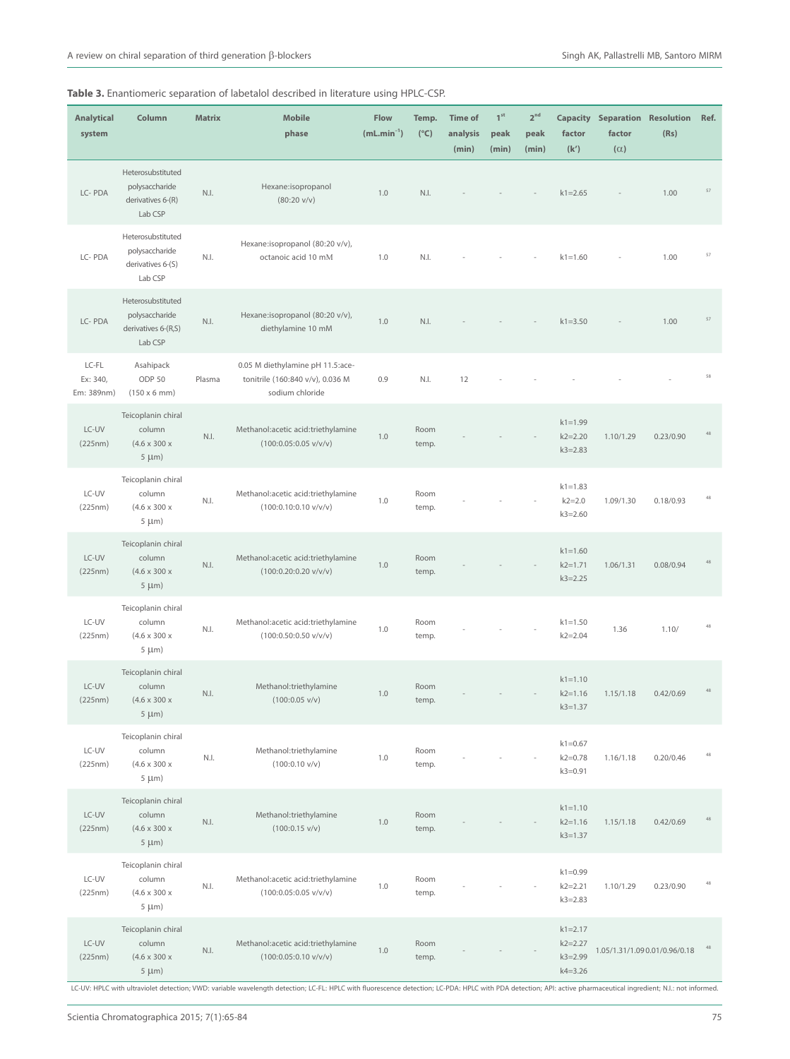**Table 3.** Enantiomeric separation of labetalol described in literature using HPLC-CSP.

| Analytical system | Column | Matrix | Mobile phase | Flow ($mL.min^{-1}$) | Temp. (°C) | Time of analysis (min) | 1[st] peak (min) | 2[nd] peak (min) | Capacity factor (k') | Separation factor (α) | Resolution (Rs) | Ref. |
|---|---|---|---|---|---|---|---|---|---|---|---|---|
| LC- PDA | Heterosubstituted polysaccharide derivatives 6-(R) Lab CSP | N.I. | Hexane:isopropanol (80:20 v/v) | 1.0 | N.I. | - | - | - | k1=2.65 | - | 1.00 | 57 |
| LC- PDA | Heterosubstituted polysaccharide derivatives 6-(S) Lab CSP | N.I. | Hexane:isopropanol (80:20 v/v), octanoic acid 10 mM | 1.0 | N.I. | - | - | - | k1=1.60 | - | 1.00 | 57 |
| LC- PDA | Heterosubstituted polysaccharide derivatives 6-(R,S) Lab CSP | N.I. | Hexane:isopropanol (80:20 v/v), diethylamine 10 mM | 1.0 | N.I. | - | - | - | k1=3.50 | - | 1.00 | 57 |
| LC-FL Ex: 340, Em: 389nm) | Asahipack ODP 50 (150 x 6 mm) | Plasma | 0.05 M diethylamine pH 11.5:acetonitrile (160:840 v/v), 0.036 M sodium chloride | 0.9 | N.I. | 12 | - | - | - | - | - | 58 |
| LC-UV (225nm) | Teicoplanin chiral column (4.6 x 300 x 5 μm) | N.I. | Methanol:acetic acid:triethylamine (100:0.05:0.05 v/v/v) | 1.0 | Room temp. | - | - | - | k1=1.99 k2=2.20 k3=2.83 | 1.10/1.29 | 0.23/0.90 | 48 |
| LC-UV (225nm) | Teicoplanin chiral column (4.6 x 300 x 5 μm) | N.I. | Methanol:acetic acid:triethylamine (100:0.10:0.10 v/v/v) | 1.0 | Room temp. | - | - | - | k1=1.83 k2=2.0 k3=2.60 | 1.09/1.30 | 0.18/0.93 | 48 |
| LC-UV (225nm) | Teicoplanin chiral column (4.6 x 300 x 5 μm) | N.I. | Methanol:acetic acid:triethylamine (100:0.20:0.20 v/v/v) | 1.0 | Room temp. | - | - | - | k1=1.60 k2=1.71 k3=2.25 | 1.06/1.31 | 0.08/0.94 | 48 |
| LC-UV (225nm) | Teicoplanin chiral column (4.6 x 300 x 5 μm) | N.I. | Methanol:acetic acid:triethylamine (100:0.50:0.50 v/v/v) | 1.0 | Room temp. | - | - | - | k1=1.50 k2=2.04 | 1.36 | 1.10/ | 48 |
| LC-UV (225nm) | Teicoplanin chiral column (4.6 x 300 x 5 μm) | N.I. | Methanol:triethylamine (100:0.05 v/v) | 1.0 | Room temp. | - | - | - | k1=1.10 k2=1.16 k3=1.37 | 1.15/1.18 | 0.42/0.69 | 48 |
| LC-UV (225nm) | Teicoplanin chiral column (4.6 x 300 x 5 μm) | N.I. | Methanol:triethylamine (100:0.10 v/v) | 1.0 | Room temp. | - | - | - | k1=0.67 k2=0.78 k3=0.91 | 1.16/1.18 | 0.20/0.46 | 48 |
| LC-UV (225nm) | Teicoplanin chiral column (4.6 x 300 x 5 μm) | N.I. | Methanol:triethylamine (100:0.15 v/v) | 1.0 | Room temp. | - | - | - | k1=1.10 k2=1.16 k3=1.37 | 1.15/1.18 | 0.42/0.69 | 48 |
| LC-UV (225nm) | Teicoplanin chiral column (4.6 x 300 x 5 μm) | N.I. | Methanol:acetic acid:triethylamine (100:0.05:0.05 v/v/v) | 1.0 | Room temp. | - | - | - | k1=0.99 k2=2.21 k3=2.83 | 1.10/1.29 | 0.23/0.90 | 48 |
| LC-UV (225nm) | Teicoplanin chiral column (4.6 x 300 x 5 μm) | N.I. | Methanol:acetic acid:triethylamine (100:0.05:0.10 v/v/v) | 1.0 | Room temp. | - | - | - | k1=2.17 k2=2.27 k3=2.99 k4=3.26 | 1.05/1.31/1.09 | 0.01/0.96/0.18 | 48 |

LC-UV: HPLC with ultraviolet detection; VWD: variable wavelength detection; LC-FL: HPLC with fluorescence detection; LC-PDA: HPLC with PDA detection; API: active pharmaceutical ingredient; N.I.: not informed.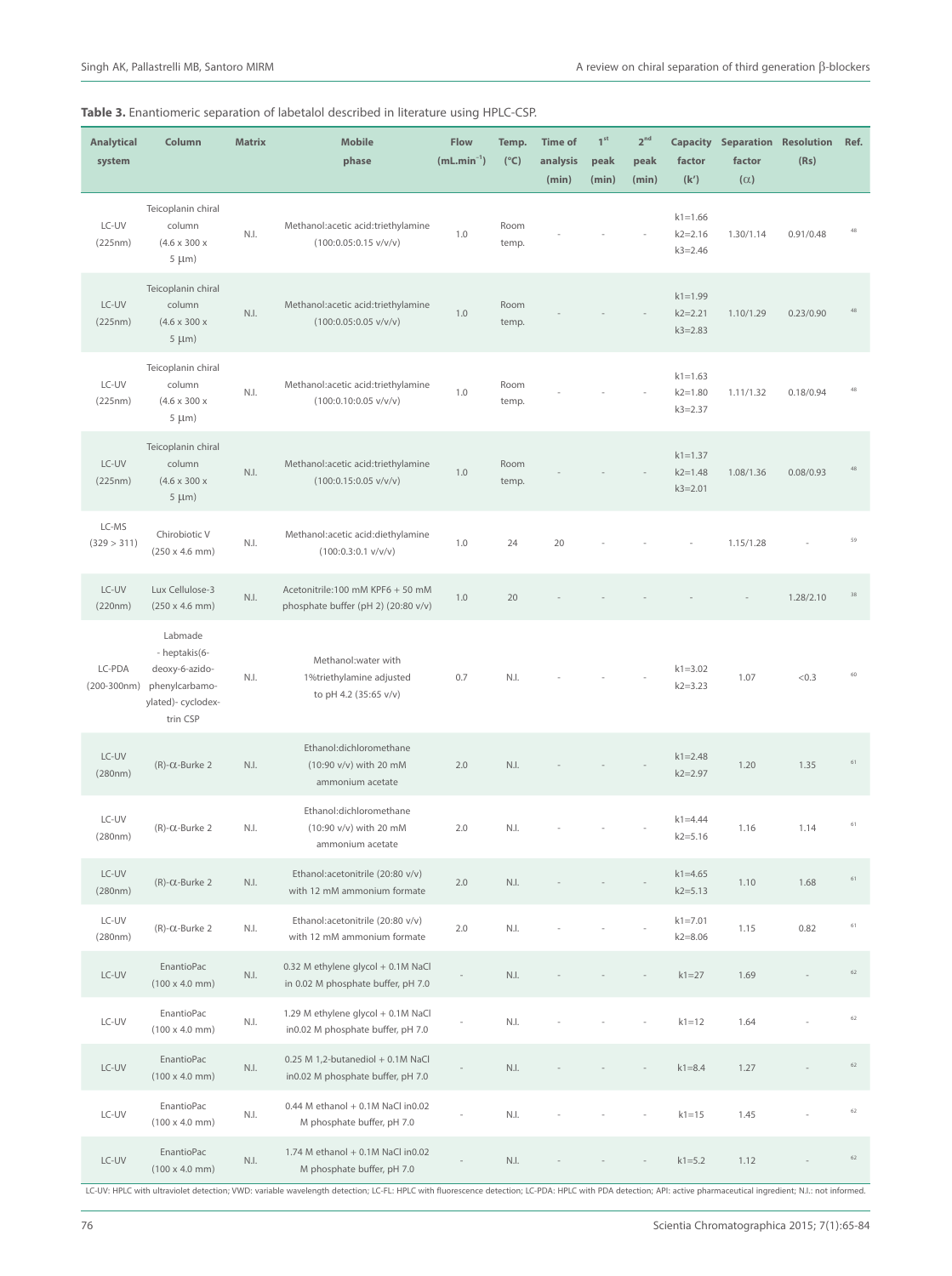**Table 3.** Enantiomeric separation of labetalol described in literature using HPLC-CSP.

| Analytical system | Column | Matrix | Mobile phase | Flow ($mL.min^{-1}$) | Temp. (°C) | Time of analysis (min) | 1[st] peak (min) | 2[nd] peak (min) | Capacity factor (k') | Separation factor (α) | Resolution (Rs) | Ref. |
|---|---|---|---|---|---|---|---|---|---|---|---|---|
| LC-UV (225nm) | Teicoplanin chiral column (4.6 x 300 x 5 μm) | N.I. | Methanol:acetic acid:triethylamine (100:0.05:0.15 v/v/v) | 1.0 | Room temp. | - | - | - | k1=1.66 k2=2.16 k3=2.46 | 1.30/1.14 | 0.91/0.48 | 48 |
| LC-UV (225nm) | Teicoplanin chiral column (4.6 x 300 x 5 μm) | N.I. | Methanol:acetic acid:triethylamine (100:0.05:0.05 v/v/v) | 1.0 | Room temp. | - | - | - | k1=1.99 k2=2.21 k3=2.83 | 1.10/1.29 | 0.23/0.90 | 48 |
| LC-UV (225nm) | Teicoplanin chiral column (4.6 x 300 x 5 μm) | N.I. | Methanol:acetic acid:triethylamine (100:0.10:0.05 v/v/v) | 1.0 | Room temp. | - | - | - | k1=1.63 k2=1.80 k3=2.37 | 1.11/1.32 | 0.18/0.94 | 48 |
| LC-UV (225nm) | Teicoplanin chiral column (4.6 x 300 x 5 μm) | N.I. | Methanol:acetic acid:triethylamine (100:0.15:0.05 v/v/v) | 1.0 | Room temp. | - | - | - | k1=1.37 k2=1.48 k3=2.01 | 1.08/1.36 | 0.08/0.93 | 48 |
| LC-MS (329 > 311) | Chirobiotic V (250 x 4.6 mm) | N.I. | Methanol:acetic acid:diethylamine (100:0.3:0.1 v/v/v) | 1.0 | 24 | 20 | - | - | - | 1.15/1.28 | - | 59 |
| LC-UV (220nm) | Lux Cellulose-3 (250 x 4.6 mm) | N.I. | Acetonitrile:100 mM KPF6 + 50 mM phosphate buffer (pH 2) (20:80 v/v) | 1.0 | 20 | - | - | - | - | - | 1.28/2.10 | 38 |
| LC-PDA (200-300nm) | Labmade - heptakis(6-deoxy-6-azido-phenylcarbamoylated)- cyclodextrin CSP | N.I. | Methanol:water with 1%triethylamine adjusted to pH 4.2 (35:65 v/v) | 0.7 | N.I. | - | - | - | k1=3.02 k2=3.23 | 1.07 | <0.3 | 60 |
| LC-UV (280nm) | (R)-α-Burke 2 | N.I. | Ethanol:dichloromethane (10:90 v/v) with 20 mM ammonium acetate | 2.0 | N.I. | - | - | - | k1=2.48 k2=2.97 | 1.20 | 1.35 | 61 |
| LC-UV (280nm) | (R)-α-Burke 2 | N.I. | Ethanol:dichloromethane (10:90 v/v) with 20 mM ammonium acetate | 2.0 | N.I. | - | - | - | k1=4.44 k2=5.16 | 1.16 | 1.14 | 61 |
| LC-UV (280nm) | (R)-α-Burke 2 | N.I. | Ethanol:acetonitrile (20:80 v/v) with 12 mM ammonium formate | 2.0 | N.I. | - | - | - | k1=4.65 k2=5.13 | 1.10 | 1.68 | 61 |
| LC-UV (280nm) | (R)-α-Burke 2 | N.I. | Ethanol:acetonitrile (20:80 v/v) with 12 mM ammonium formate | 2.0 | N.I. | - | - | - | k1=7.01 k2=8.06 | 1.15 | 0.82 | 61 |
| LC-UV | EnantioPac (100 x 4.0 mm) | N.I. | 0.32 M ethylene glycol + 0.1M NaCl in 0.02 M phosphate buffer, pH 7.0 | - | N.I. | - | - | - | k1=27 | 1.69 | - | 62 |
| LC-UV | EnantioPac (100 x 4.0 mm) | N.I. | 1.29 M ethylene glycol + 0.1M NaCl in0.02 M phosphate buffer, pH 7.0 | - | N.I. | - | - | - | k1=12 | 1.64 | - | 62 |
| LC-UV | EnantioPac (100 x 4.0 mm) | N.I. | 0.25 M 1,2-butanediol + 0.1M NaCl in0.02 M phosphate buffer, pH 7.0 | - | N.I. | - | - | - | k1=8.4 | 1.27 | - | 62 |
| LC-UV | EnantioPac (100 x 4.0 mm) | N.I. | 0.44 M ethanol + 0.1M NaCl in0.02 M phosphate buffer, pH 7.0 | - | N.I. | - | - | - | k1=15 | 1.45 | - | 62 |
| LC-UV | EnantioPac (100 x 4.0 mm) | N.I. | 1.74 M ethanol + 0.1M NaCl in0.02 M phosphate buffer, pH 7.0 | - | N.I. | - | - | - | k1=5.2 | 1.12 | - | 62 |

LC-UV: HPLC with ultraviolet detection; VWD: variable wavelength detection; LC-FL: HPLC with fluorescence detection; LC-PDA: HPLC with PDA detection; API: active pharmaceutical ingredient; N.I.: not informed.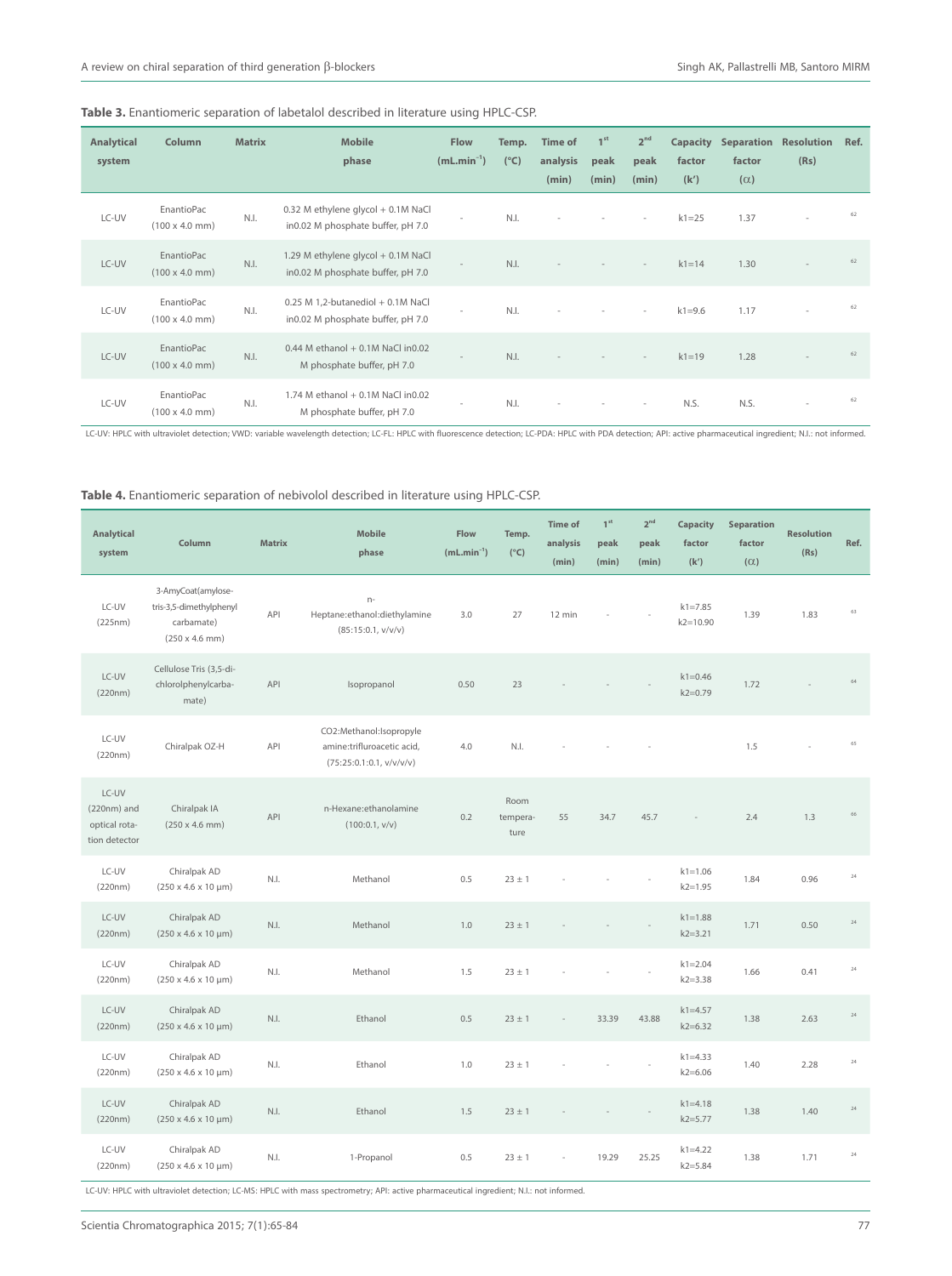**Table 3.** Enantiomeric separation of labetalol described in literature using HPLC-CSP.

| Analytical system | Column | Matrix | Mobile phase | Flow (mL.min$^{-1}$) | Temp. (°C) | Time of analysis (min) | 1$^{st}$ peak (min) | 2$^{nd}$ peak (min) | Capacity factor (k') | Separation factor (α) | Resolution (Rs) | Ref. |
|---|---|---|---|---|---|---|---|---|---|---|---|---|
| LC-UV | EnantioPac (100 x 4.0 mm) | N.I. | 0.32 M ethylene glycol + 0.1M NaCl in0.02 M phosphate buffer, pH 7.0 | - | N.I. | - | - | - | k1=25 | 1.37 | - | 62 |
| LC-UV | EnantioPac (100 x 4.0 mm) | N.I. | 1.29 M ethylene glycol + 0.1M NaCl in0.02 M phosphate buffer, pH 7.0 | - | N.I. | - | - | - | k1=14 | 1.30 | - | 62 |
| LC-UV | EnantioPac (100 x 4.0 mm) | N.I. | 0.25 M 1,2-butanediol + 0.1M NaCl in0.02 M phosphate buffer, pH 7.0 | - | N.I. | - | - | - | k1=9.6 | 1.17 | - | 62 |
| LC-UV | EnantioPac (100 x 4.0 mm) | N.I. | 0.44 M ethanol + 0.1M NaCl in0.02 M phosphate buffer, pH 7.0 | - | N.I. | - | - | - | k1=19 | 1.28 | - | 62 |
| LC-UV | EnantioPac (100 x 4.0 mm) | N.I. | 1.74 M ethanol + 0.1M NaCl in0.02 M phosphate buffer, pH 7.0 | - | N.I. | - | - | - | N.S. | N.S. | - | 62 |

LC-UV: HPLC with ultraviolet detection; VWD: variable wavelength detection; LC-FL: HPLC with fluorescence detection; LC-PDA: HPLC with PDA detection; API: active pharmaceutical ingredient; N.I.: not informed.

**Table 4.** Enantiomeric separation of nebivolol described in literature using HPLC-CSP.

| Analytical system | Column | Matrix | Mobile phase | Flow (mL.min$^{-1}$) | Temp. (°C) | Time of analysis (min) | 1$^{st}$ peak (min) | 2$^{nd}$ peak (min) | Capacity factor (k') | Separation factor (α) | Resolution (Rs) | Ref. |
|---|---|---|---|---|---|---|---|---|---|---|---|---|
| LC-UV (225nm) | 3-AmyCoat(amylose-tris-3,5-dimethylphenyl carbamate) (250 x 4.6 mm) | API | n-Heptane:ethanol:diethylamine (85:15:0.1, v/v/v) | 3.0 | 27 | 12 min | - | - | k1=7.85 k2=10.90 | 1.39 | 1.83 | 63 |
| LC-UV (220nm) | Cellulose Tris (3,5-di-chlorolphenylcarba-mate) | API | Isopropanol | 0.50 | 23 | - | - | - | k1=0.46 k2=0.79 | 1.72 | - | 64 |
| LC-UV (220nm) | Chiralpak OZ-H | API | CO2:Methanol:Isopropyle amine:trifluroacetic acid, (75:25:0.1:0.1, v/v/v/v) | 4.0 | N.I. | - | - | - | | 1.5 | - | 65 |
| LC-UV (220nm) and optical rotation detector | Chiralpak IA (250 x 4.6 mm) | API | n-Hexane:ethanolamine (100:0.1, v/v) | 0.2 | Room temperature | 55 | 34.7 | 45.7 | - | 2.4 | 1.3 | 66 |
| LC-UV (220nm) | Chiralpak AD (250 x 4.6 x 10 μm) | N.I. | Methanol | 0.5 | 23 ± 1 | - | - | - | k1=1.06 k2=1.95 | 1.84 | 0.96 | 24 |
| LC-UV (220nm) | Chiralpak AD (250 x 4.6 x 10 μm) | N.I. | Methanol | 1.0 | 23 ± 1 | - | - | - | k1=1.88 k2=3.21 | 1.71 | 0.50 | 24 |
| LC-UV (220nm) | Chiralpak AD (250 x 4.6 x 10 μm) | N.I. | Methanol | 1.5 | 23 ± 1 | - | - | - | k1=2.04 k2=3.38 | 1.66 | 0.41 | 24 |
| LC-UV (220nm) | Chiralpak AD (250 x 4.6 x 10 μm) | N.I. | Ethanol | 0.5 | 23 ± 1 | - | 33.39 | 43.88 | k1=4.57 k2=6.32 | 1.38 | 2.63 | 24 |
| LC-UV (220nm) | Chiralpak AD (250 x 4.6 x 10 μm) | N.I. | Ethanol | 1.0 | 23 ± 1 | - | - | - | k1=4.33 k2=6.06 | 1.40 | 2.28 | 24 |
| LC-UV (220nm) | Chiralpak AD (250 x 4.6 x 10 μm) | N.I. | Ethanol | 1.5 | 23 ± 1 | - | - | - | k1=4.18 k2=5.77 | 1.38 | 1.40 | 24 |
| LC-UV (220nm) | Chiralpak AD (250 x 4.6 x 10 μm) | N.I. | 1-Propanol | 0.5 | 23 ± 1 | - | 19.29 | 25.25 | k1=4.22 k2=5.84 | 1.38 | 1.71 | 24 |

LC-UV: HPLC with ultraviolet detection; LC-MS: HPLC with mass spectrometry; API: active pharmaceutical ingredient; N.I.: not informed.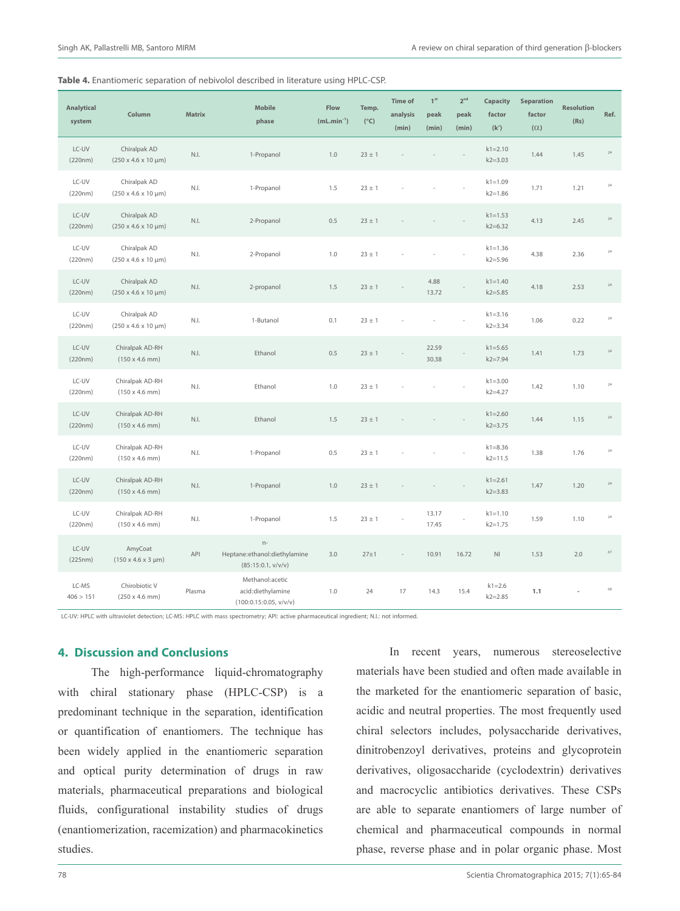**Table 4.** Enantiomeric separation of nebivolol described in literature using HPLC-CSP.

| Analytical system | Column | Matrix | Mobile phase | Flow (mL.min$^{-1}$) | Temp. (°C) | Time of analysis (min) | 1$^{st}$ peak (min) | 2$^{nd}$ peak (min) | Capacity factor (k') | Separation factor (α) | Resolution (Rs) | Ref. |
|---|---|---|---|---|---|---|---|---|---|---|---|---|
| LC-UV (220nm) | Chiralpak AD (250 x 4.6 x 10 µm) | N.I. | 1-Propanol | 1.0 | 23 ± 1 | - | - | - | k1=2.10 k2=3.03 | 1.44 | 1.45 | 24 |
| LC-UV (220nm) | Chiralpak AD (250 x 4.6 x 10 µm) | N.I. | 1-Propanol | 1.5 | 23 ± 1 | - | - | - | k1=1.09 k2=1.86 | 1.71 | 1.21 | 24 |
| LC-UV (220nm) | Chiralpak AD (250 x 4.6 x 10 µm) | N.I. | 2-Propanol | 0.5 | 23 ± 1 | - | - | - | k1=1.53 k2=6.32 | 4.13 | 2.45 | 24 |
| LC-UV (220nm) | Chiralpak AD (250 x 4.6 x 10 µm) | N.I. | 2-Propanol | 1.0 | 23 ± 1 | - | - | - | k1=1.36 k2=5.96 | 4.38 | 2.36 | 24 |
| LC-UV (220nm) | Chiralpak AD (250 x 4.6 x 10 µm) | N.I. | 2-propanol | 1.5 | 23 ± 1 | - | 4.88 13.72 | - | k1=1.40 k2=5.85 | 4.18 | 2.53 | 24 |
| LC-UV (220nm) | Chiralpak AD (250 x 4.6 x 10 µm) | N.I. | 1-Butanol | 0.1 | 23 ± 1 | - | - | - | k1=3.16 k2=3.34 | 1.06 | 0.22 | 24 |
| LC-UV (220nm) | Chiralpak AD-RH (150 x 4.6 mm) | N.I. | Ethanol | 0.5 | 23 ± 1 | - | 22.59 30.38 | - | k1=5.65 k2=7.94 | 1.41 | 1.73 | 24 |
| LC-UV (220nm) | Chiralpak AD-RH (150 x 4.6 mm) | N.I. | Ethanol | 1.0 | 23 ± 1 | - | - | - | k1=3.00 k2=4.27 | 1.42 | 1.10 | 24 |
| LC-UV (220nm) | Chiralpak AD-RH (150 x 4.6 mm) | N.I. | Ethanol | 1.5 | 23 ± 1 | - | - | - | k1=2.60 k2=3.75 | 1.44 | 1.15 | 24 |
| LC-UV (220nm) | Chiralpak AD-RH (150 x 4.6 mm) | N.I. | 1-Propanol | 0.5 | 23 ± 1 | - | - | - | k1=8.36 k2=11.5 | 1.38 | 1.76 | 24 |
| LC-UV (220nm) | Chiralpak AD-RH (150 x 4.6 mm) | N.I. | 1-Propanol | 1.0 | 23 ± 1 | - | - | - | k1=2.61 k2=3.83 | 1.47 | 1.20 | 24 |
| LC-UV (220nm) | Chiralpak AD-RH (150 x 4.6 mm) | N.I. | 1-Propanol | 1.5 | 23 ± 1 | - | 13.17 17.45 | - | k1=1.10 k2=1.75 | 1.59 | 1.10 | 24 |
| LC-UV (225nm) | AmyCoat (150 x 4.6 x 3 µm) | API | n-Heptane:ethanol:diethylamine (85:15:0.1, v/v/v) | 3.0 | 27±1 | - | 10.91 | 16.72 | NI | 1.53 | 2.0 | 67 |
| LC-MS 406 > 151 | Chirobiotic V (250 x 4.6 mm) | Plasma | Methanol:acetic acid:diethylamine (100:0.15:0.05, v/v/v) | 1.0 | 24 | 17 | 14.3 | 15.4 | k1=2.6 k2=2.85 | **1.1** | - | 68 |

LC-UV: HPLC with ultraviolet detection; LC-MS: HPLC with mass spectrometry; API: active pharmaceutical ingredient; N.I.: not informed.

## 4. Discussion and Conclusions

The high-performance liquid-chromatography with chiral stationary phase (HPLC-CSP) is a predominant technique in the separation, identification or quantification of enantiomers. The technique has been widely applied in the enantiomeric separation and optical purity determination of drugs in raw materials, pharmaceutical preparations and biological fluids, configurational instability studies of drugs (enantiomerization, racemization) and pharmacokinetics studies.

In recent years, numerous stereoselective materials have been studied and often made available in the marketed for the enantiomeric separation of basic, acidic and neutral properties. The most frequently used chiral selectors includes, polysaccharide derivatives, dinitrobenzoyl derivatives, proteins and glycoprotein derivatives, oligosaccharide (cyclodextrin) derivatives and macrocyclic antibiotics derivatives. These CSPs are able to separate enantiomers of large number of chemical and pharmaceutical compounds in normal phase, reverse phase and in polar organic phase. Most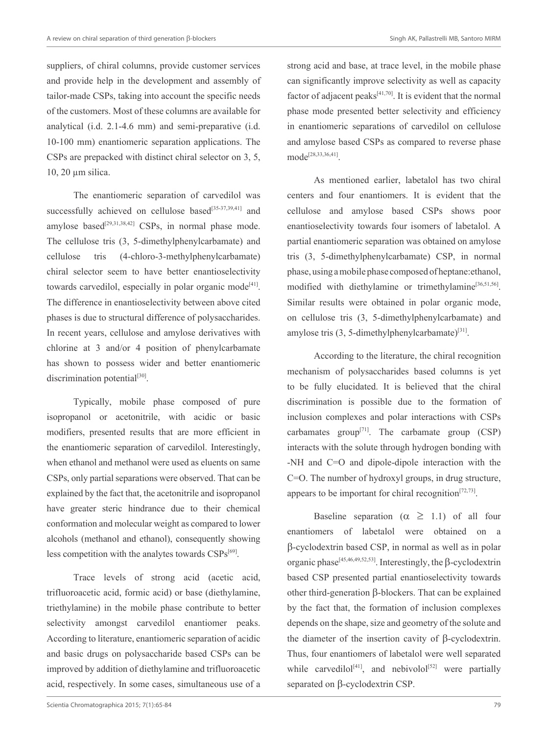suppliers, of chiral columns, provide customer services and provide help in the development and assembly of tailor-made CSPs, taking into account the specific needs of the customers. Most of these columns are available for analytical (i.d. 2.1-4.6 mm) and semi-preparative (i.d. 10-100 mm) enantiomeric separation applications. The CSPs are prepacked with distinct chiral selector on 3, 5, 10, 20 μm silica.

The enantiomeric separation of carvedilol was successfully achieved on cellulose based[35-37,39,41] and amylose based[29,31,38,42] CSPs, in normal phase mode. The cellulose tris (3, 5-dimethylphenylcarbamate) and cellulose tris (4-chloro-3-methylphenylcarbamate) chiral selector seem to have better enantioselectivity towards carvedilol, especially in polar organic mode[41]. The difference in enantioselectivity between above cited phases is due to structural difference of polysaccharides. In recent years, cellulose and amylose derivatives with chlorine at 3 and/or 4 position of phenylcarbamate has shown to possess wider and better enantiomeric discrimination potential[30].

Typically, mobile phase composed of pure isopropanol or acetonitrile, with acidic or basic modifiers, presented results that are more efficient in the enantiomeric separation of carvedilol. Interestingly, when ethanol and methanol were used as eluents on same CSPs, only partial separations were observed. That can be explained by the fact that, the acetonitrile and isopropanol have greater steric hindrance due to their chemical conformation and molecular weight as compared to lower alcohols (methanol and ethanol), consequently showing less competition with the analytes towards CSPs[69].

Trace levels of strong acid (acetic acid, trifluoroacetic acid, formic acid) or base (diethylamine, triethylamine) in the mobile phase contribute to better selectivity amongst carvedilol enantiomer peaks. According to literature, enantiomeric separation of acidic and basic drugs on polysaccharide based CSPs can be improved by addition of diethylamine and trifluoroacetic acid, respectively. In some cases, simultaneous use of a strong acid and base, at trace level, in the mobile phase can significantly improve selectivity as well as capacity factor of adjacent peaks[41,70]. It is evident that the normal phase mode presented better selectivity and efficiency in enantiomeric separations of carvedilol on cellulose and amylose based CSPs as compared to reverse phase mode[28,33,36,41].

As mentioned earlier, labetalol has two chiral centers and four enantiomers. It is evident that the cellulose and amylose based CSPs shows poor enantioselectivity towards four isomers of labetalol. A partial enantiomeric separation was obtained on amylose tris (3, 5-dimethylphenylcarbamate) CSP, in normal phase, using a mobile phase composed of heptane:ethanol, modified with diethylamine or trimethylamine[36,51,56]. Similar results were obtained in polar organic mode, on cellulose tris (3, 5-dimethylphenylcarbamate) and amylose tris (3, 5-dimethylphenylcarbamate)[31].

According to the literature, the chiral recognition mechanism of polysaccharides based columns is yet to be fully elucidated. It is believed that the chiral discrimination is possible due to the formation of inclusion complexes and polar interactions with CSPs carbamates group[71]. The carbamate group (CSP) interacts with the solute through hydrogen bonding with -NH and C=O and dipole-dipole interaction with the C=O. The number of hydroxyl groups, in drug structure, appears to be important for chiral recognition[72,73].

Baseline separation ($\alpha \geq 1.1$) of all four enantiomers of labetalol were obtained on a β-cyclodextrin based CSP, in normal as well as in polar organic phase[45,46,49,52,53]. Interestingly, the β-cyclodextrin based CSP presented partial enantioselectivity towards other third-generation β-blockers. That can be explained by the fact that, the formation of inclusion complexes depends on the shape, size and geometry of the solute and the diameter of the insertion cavity of β-cyclodextrin. Thus, four enantiomers of labetalol were well separated while carvedilol[41], and nebivolol[52] were partially separated on β-cyclodextrin CSP.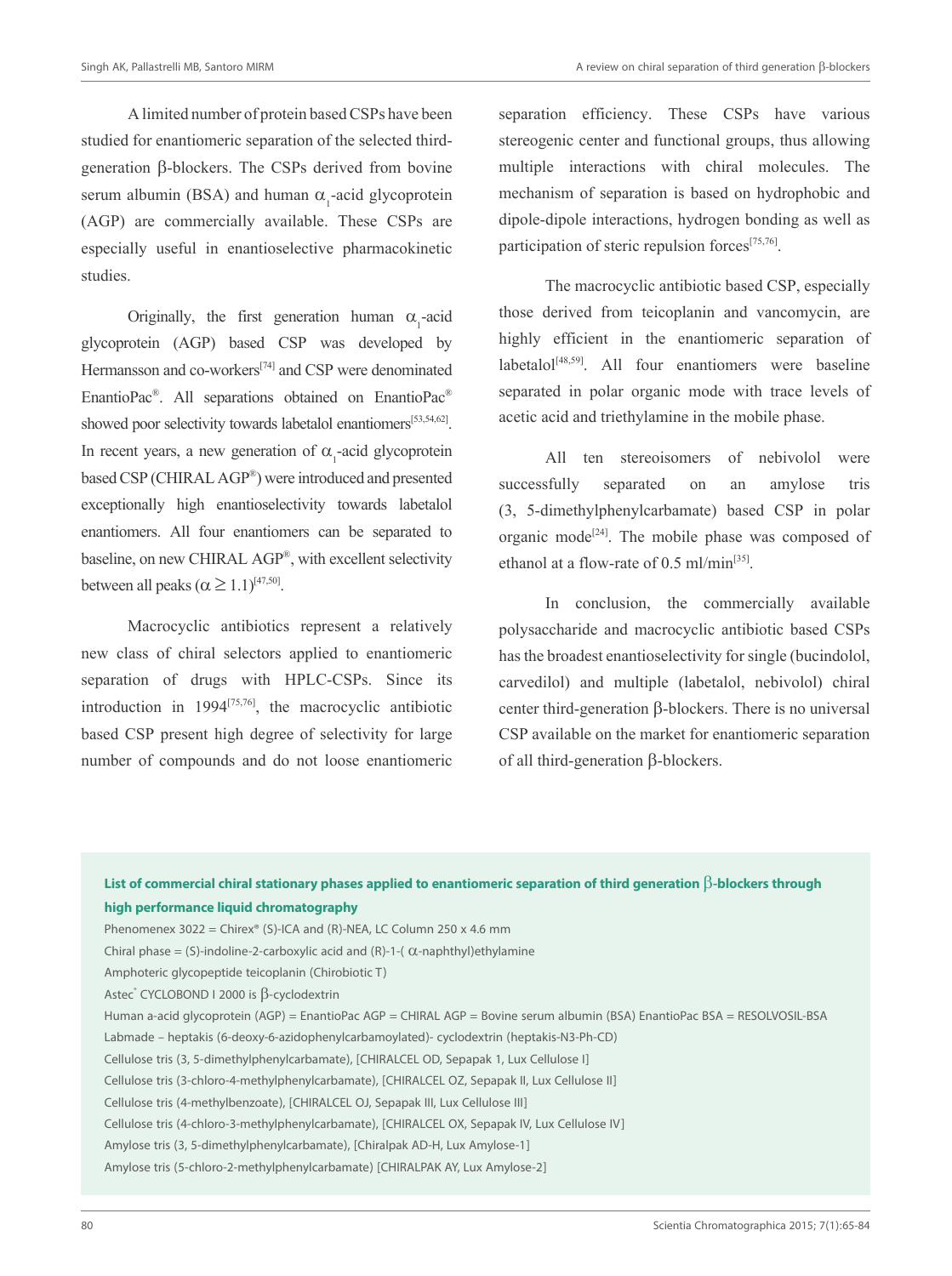A limited number of protein based CSPs have been studied for enantiomeric separation of the selected third-generation β-blockers. The CSPs derived from bovine serum albumin (BSA) and human $\alpha_1$-acid glycoprotein (AGP) are commercially available. These CSPs are especially useful in enantioselective pharmacokinetic studies.

Originally, the first generation human $\alpha_1$-acid glycoprotein (AGP) based CSP was developed by Hermansson and co-workers[74] and CSP were denominated EnantioPac®. All separations obtained on EnantioPac® showed poor selectivity towards labetalol enantiomers[53,54,62]. In recent years, a new generation of $\alpha_1$-acid glycoprotein based CSP (CHIRAL AGP®) were introduced and presented exceptionally high enantioselectivity towards labetalol enantiomers. All four enantiomers can be separated to baseline, on new CHIRAL AGP®, with excellent selectivity between all peaks ($\alpha \geq 1.1$)[47,50].

Macrocyclic antibiotics represent a relatively new class of chiral selectors applied to enantiomeric separation of drugs with HPLC-CSPs. Since its introduction in 1994[75,76], the macrocyclic antibiotic based CSP present high degree of selectivity for large number of compounds and do not loose enantiomeric separation efficiency. These CSPs have various stereogenic center and functional groups, thus allowing multiple interactions with chiral molecules. The mechanism of separation is based on hydrophobic and dipole-dipole interactions, hydrogen bonding as well as participation of steric repulsion forces[75,76].

The macrocyclic antibiotic based CSP, especially those derived from teicoplanin and vancomycin, are highly efficient in the enantiomeric separation of labetalol[48,59]. All four enantiomers were baseline separated in polar organic mode with trace levels of acetic acid and triethylamine in the mobile phase.

All ten stereoisomers of nebivolol were successfully separated on an amylose tris (3, 5-dimethylphenylcarbamate) based CSP in polar organic mode[24]. The mobile phase was composed of ethanol at a flow-rate of 0.5 ml/min[35].

In conclusion, the commercially available polysaccharide and macrocyclic antibiotic based CSPs has the broadest enantioselectivity for single (bucindolol, carvedilol) and multiple (labetalol, nebivolol) chiral center third-generation β-blockers. There is no universal CSP available on the market for enantiomeric separation of all third-generation β-blockers.

**List of commercial chiral stationary phases applied to enantiomeric separation of third generation β-blockers through high performance liquid chromatography**

Phenomenex 3022 = Chirex® (S)-ICA and (R)-NEA, LC Column 250 x 4.6 mm

Chiral phase = (S)-indoline-2-carboxylic acid and (R)-1-( α-naphthyl)ethylamine

Amphoteric glycopeptide teicoplanin (Chirobiotic T)

Astec® CYCLOBOND I 2000 is β-cyclodextrin

Human a-acid glycoprotein (AGP) = EnantioPac AGP = CHIRAL AGP = Bovine serum albumin (BSA) EnantioPac BSA = RESOLVOSIL-BSA

Labmade – heptakis (6-deoxy-6-azidophenylcarbamoylated)- cyclodextrin (heptakis-N3-Ph-CD)

Cellulose tris (3, 5-dimethylphenylcarbamate), [CHIRALCEL OD, Sepapak 1, Lux Cellulose I]

Cellulose tris (3-chloro-4-methylphenylcarbamate), [CHIRALCEL OZ, Sepapak II, Lux Cellulose II]

Cellulose tris (4-methylbenzoate), [CHIRALCEL OJ, Sepapak III, Lux Cellulose III]

Cellulose tris (4-chloro-3-methylphenylcarbamate), [CHIRALCEL OX, Sepapak IV, Lux Cellulose IV]

Amylose tris (3, 5-dimethylphenylcarbamate), [Chiralpak AD-H, Lux Amylose-1]

Amylose tris (5-chloro-2-methylphenylcarbamate) [CHIRALPAK AY, Lux Amylose-2]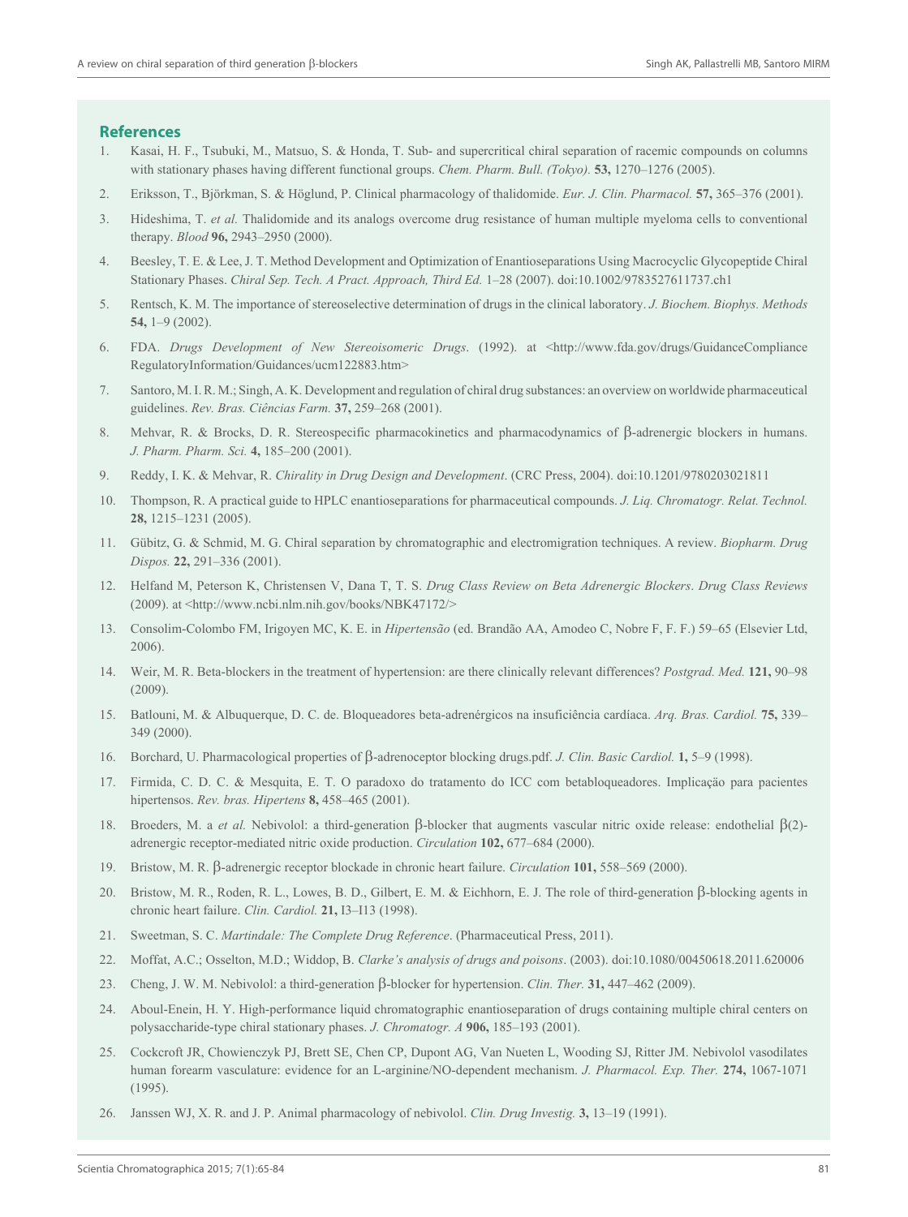## References

1. Kasai, H. F., Tsubuki, M., Matsuo, S. & Honda, T. Sub- and supercritical chiral separation of racemic compounds on columns with stationary phases having different functional groups. *Chem. Pharm. Bull. (Tokyo).* **53,** 1270–1276 (2005).
2. Eriksson, T., Björkman, S. & Höglund, P. Clinical pharmacology of thalidomide. *Eur. J. Clin. Pharmacol.* **57,** 365–376 (2001).
3. Hideshima, T. *et al.* Thalidomide and its analogs overcome drug resistance of human multiple myeloma cells to conventional therapy. *Blood* **96,** 2943–2950 (2000).
4. Beesley, T. E. & Lee, J. T. Method Development and Optimization of Enantioseparations Using Macrocyclic Glycopeptide Chiral Stationary Phases. *Chiral Sep. Tech. A Pract. Approach, Third Ed.* 1–28 (2007). doi:10.1002/9783527611737.ch1
5. Rentsch, K. M. The importance of stereoselective determination of drugs in the clinical laboratory. *J. Biochem. Biophys. Methods* **54,** 1–9 (2002).
6. FDA. *Drugs Development of New Stereoisomeric Drugs*. (1992). at <http://www.fda.gov/drugs/GuidanceCompliance RegulatoryInformation/Guidances/ucm122883.htm>
7. Santoro, M. I. R. M.; Singh, A. K. Development and regulation of chiral drug substances: an overview on worldwide pharmaceutical guidelines. *Rev. Bras. Ciências Farm.* **37,** 259–268 (2001).
8. Mehvar, R. & Brocks, D. R. Stereospecific pharmacokinetics and pharmacodynamics of β-adrenergic blockers in humans. *J. Pharm. Pharm. Sci.* **4,** 185–200 (2001).
9. Reddy, I. K. & Mehvar, R. *Chirality in Drug Design and Development*. (CRC Press, 2004). doi:10.1201/9780203021811
10. Thompson, R. A practical guide to HPLC enantioseparations for pharmaceutical compounds. *J. Liq. Chromatogr. Relat. Technol.* **28,** 1215–1231 (2005).
11. Gübitz, G. & Schmid, M. G. Chiral separation by chromatographic and electromigration techniques. A review. *Biopharm. Drug Dispos.* **22,** 291–336 (2001).
12. Helfand M, Peterson K, Christensen V, Dana T, T. S. *Drug Class Review on Beta Adrenergic Blockers*. *Drug Class Reviews* (2009). at <http://www.ncbi.nlm.nih.gov/books/NBK47172/>
13. Consolim-Colombo FM, Irigoyen MC, K. E. in *Hipertensão* (ed. Brandão AA, Amodeo C, Nobre F, F. F.) 59–65 (Elsevier Ltd, 2006).
14. Weir, M. R. Beta-blockers in the treatment of hypertension: are there clinically relevant differences? *Postgrad. Med.* **121,** 90–98 (2009).
15. Batlouni, M. & Albuquerque, D. C. de. Bloqueadores beta-adrenérgicos na insuficiência cardíaca. *Arq. Bras. Cardiol.* **75,** 339–349 (2000).
16. Borchard, U. Pharmacological properties of β-adrenoceptor blocking drugs.pdf. *J. Clin. Basic Cardiol.* **1,** 5–9 (1998).
17. Firmida, C. D. C. & Mesquita, E. T. O paradoxo do tratamento do ICC com betabloqueadores. Implicação para pacientes hipertensos. *Rev. bras. Hipertens* **8,** 458–465 (2001).
18. Broeders, M. a *et al.* Nebivolol: a third-generation β-blocker that augments vascular nitric oxide release: endothelial β(2)-adrenergic receptor-mediated nitric oxide production. *Circulation* **102,** 677–684 (2000).
19. Bristow, M. R. β-adrenergic receptor blockade in chronic heart failure. *Circulation* **101,** 558–569 (2000).
20. Bristow, M. R., Roden, R. L., Lowes, B. D., Gilbert, E. M. & Eichhorn, E. J. The role of third-generation β-blocking agents in chronic heart failure. *Clin. Cardiol.* **21,** I3–I13 (1998).
21. Sweetman, S. C. *Martindale: The Complete Drug Reference*. (Pharmaceutical Press, 2011).
22. Moffat, A.C.; Osselton, M.D.; Widdop, B. *Clarke's analysis of drugs and poisons*. (2003). doi:10.1080/00450618.2011.620006
23. Cheng, J. W. M. Nebivolol: a third-generation β-blocker for hypertension. *Clin. Ther.* **31,** 447–462 (2009).
24. Aboul-Enein, H. Y. High-performance liquid chromatographic enantioseparation of drugs containing multiple chiral centers on polysaccharide-type chiral stationary phases. *J. Chromatogr. A* **906,** 185–193 (2001).
25. Cockcroft JR, Chowienczyk PJ, Brett SE, Chen CP, Dupont AG, Van Nueten L, Wooding SJ, Ritter JM. Nebivolol vasodilates human forearm vasculature: evidence for an L-arginine/NO-dependent mechanism. *J. Pharmacol. Exp. Ther.* **274,** 1067-1071 (1995).
26. Janssen WJ, X. R. and J. P. Animal pharmacology of nebivolol. *Clin. Drug Investig.* **3,** 13–19 (1991).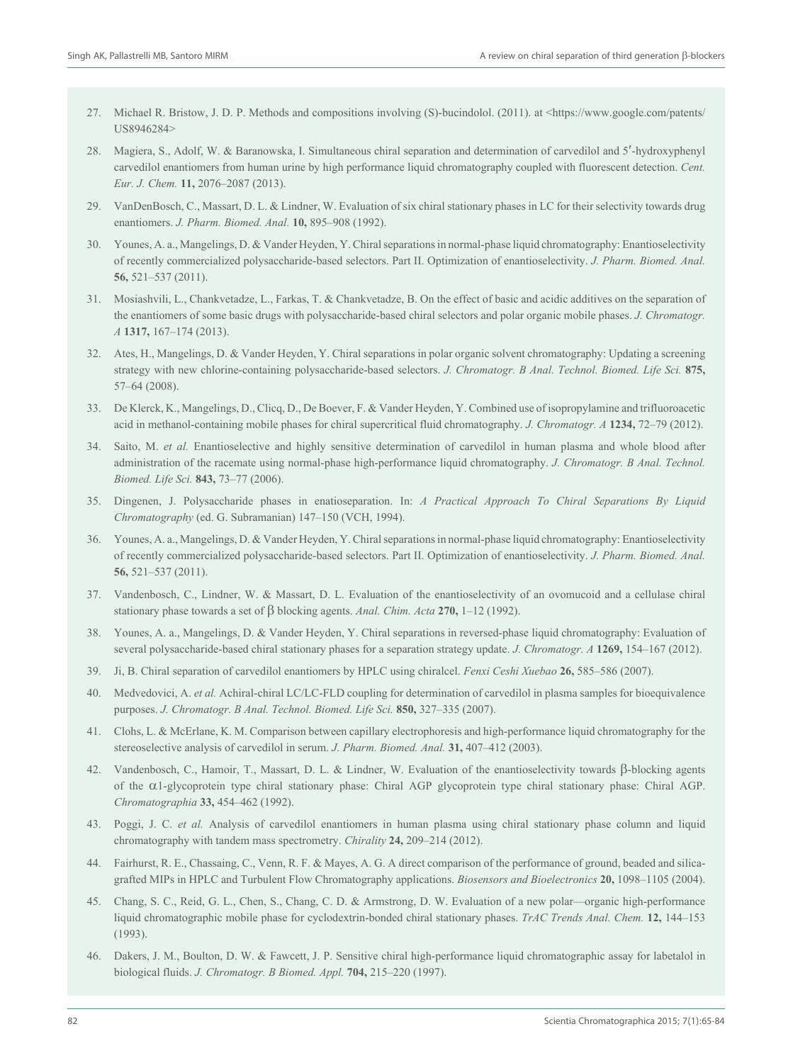27. Michael R. Bristow, J. D. P. Methods and compositions involving (S)-bucindolol. (2011). at <https://www.google.com/patents/US8946284>

28. Magiera, S., Adolf, W. & Baranowska, I. Simultaneous chiral separation and determination of carvedilol and 5′-hydroxyphenyl carvedilol enantiomers from human urine by high performance liquid chromatography coupled with fluorescent detection. *Cent. Eur. J. Chem.* **11,** 2076–2087 (2013).

29. VanDenBosch, C., Massart, D. L. & Lindner, W. Evaluation of six chiral stationary phases in LC for their selectivity towards drug enantiomers. *J. Pharm. Biomed. Anal.* **10,** 895–908 (1992).

30. Younes, A. a., Mangelings, D. & Vander Heyden, Y. Chiral separations in normal-phase liquid chromatography: Enantioselectivity of recently commercialized polysaccharide-based selectors. Part II. Optimization of enantioselectivity. *J. Pharm. Biomed. Anal.* **56,** 521–537 (2011).

31. Mosiashvili, L., Chankvetadze, L., Farkas, T. & Chankvetadze, B. On the effect of basic and acidic additives on the separation of the enantiomers of some basic drugs with polysaccharide-based chiral selectors and polar organic mobile phases. *J. Chromatogr. A* **1317,** 167–174 (2013).

32. Ates, H., Mangelings, D. & Vander Heyden, Y. Chiral separations in polar organic solvent chromatography: Updating a screening strategy with new chlorine-containing polysaccharide-based selectors. *J. Chromatogr. B Anal. Technol. Biomed. Life Sci.* **875,** 57–64 (2008).

33. De Klerck, K., Mangelings, D., Clicq, D., De Boever, F. & Vander Heyden, Y. Combined use of isopropylamine and trifluoroacetic acid in methanol-containing mobile phases for chiral supercritical fluid chromatography. *J. Chromatogr. A* **1234,** 72–79 (2012).

34. Saito, M. *et al.* Enantioselective and highly sensitive determination of carvedilol in human plasma and whole blood after administration of the racemate using normal-phase high-performance liquid chromatography. *J. Chromatogr. B Anal. Technol. Biomed. Life Sci.* **843,** 73–77 (2006).

35. Dingenen, J. Polysaccharide phases in enatioseparation. In: *A Practical Approach To Chiral Separations By Liquid Chromatography* (ed. G. Subramanian) 147–150 (VCH, 1994).

36. Younes, A. a., Mangelings, D. & Vander Heyden, Y. Chiral separations in normal-phase liquid chromatography: Enantioselectivity of recently commercialized polysaccharide-based selectors. Part II. Optimization of enantioselectivity. *J. Pharm. Biomed. Anal.* **56,** 521–537 (2011).

37. Vandenbosch, C., Lindner, W. & Massart, D. L. Evaluation of the enantioselectivity of an ovomucoid and a cellulase chiral stationary phase towards a set of β blocking agents. *Anal. Chim. Acta* **270,** 1–12 (1992).

38. Younes, A. a., Mangelings, D. & Vander Heyden, Y. Chiral separations in reversed-phase liquid chromatography: Evaluation of several polysaccharide-based chiral stationary phases for a separation strategy update. *J. Chromatogr. A* **1269,** 154–167 (2012).

39. Ji, B. Chiral separation of carvedilol enantiomers by HPLC using chiralcel. *Fenxi Ceshi Xuebao* **26,** 585–586 (2007).

40. Medvedovici, A. *et al.* Achiral-chiral LC/LC-FLD coupling for determination of carvedilol in plasma samples for bioequivalence purposes. *J. Chromatogr. B Anal. Technol. Biomed. Life Sci.* **850,** 327–335 (2007).

41. Clohs, L. & McErlane, K. M. Comparison between capillary electrophoresis and high-performance liquid chromatography for the stereoselective analysis of carvedilol in serum. *J. Pharm. Biomed. Anal.* **31,** 407–412 (2003).

42. Vandenbosch, C., Hamoir, T., Massart, D. L. & Lindner, W. Evaluation of the enantioselectivity towards β-blocking agents of the α1-glycoprotein type chiral stationary phase: Chiral AGP glycoprotein type chiral stationary phase: Chiral AGP. *Chromatographia* **33,** 454–462 (1992).

43. Poggi, J. C. *et al.* Analysis of carvedilol enantiomers in human plasma using chiral stationary phase column and liquid chromatography with tandem mass spectrometry. *Chirality* **24,** 209–214 (2012).

44. Fairhurst, R. E., Chassaing, C., Venn, R. F. & Mayes, A. G. A direct comparison of the performance of ground, beaded and silica-grafted MIPs in HPLC and Turbulent Flow Chromatography applications. *Biosensors and Bioelectronics* **20,** 1098–1105 (2004).

45. Chang, S. C., Reid, G. L., Chen, S., Chang, C. D. & Armstrong, D. W. Evaluation of a new polar—organic high-performance liquid chromatographic mobile phase for cyclodextrin-bonded chiral stationary phases. *TrAC Trends Anal. Chem.* **12,** 144–153 (1993).

46. Dakers, J. M., Boulton, D. W. & Fawcett, J. P. Sensitive chiral high-performance liquid chromatographic assay for labetalol in biological fluids. *J. Chromatogr. B Biomed. Appl.* **704,** 215–220 (1997).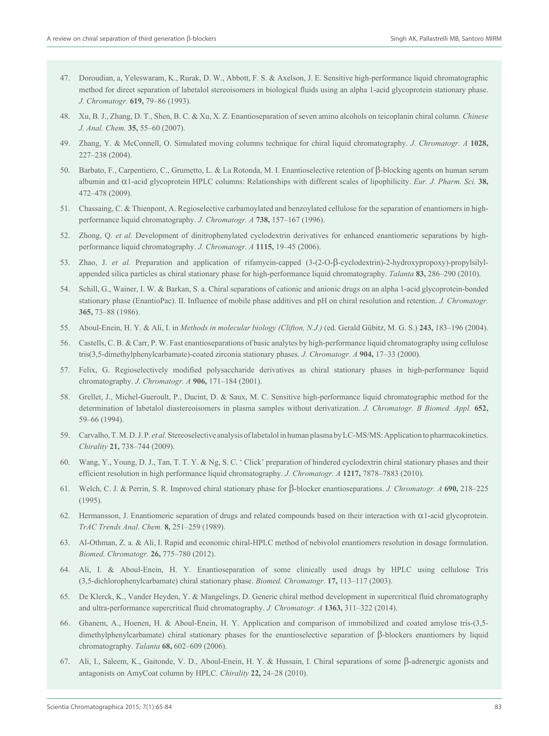47. Doroudian, a, Yeleswaram, K., Rurak, D. W., Abbott, F. S. & Axelson, J. E. Sensitive high-performance liquid chromatographic method for direct separation of labetalol stereoisomers in biological fluids using an alpha 1-acid glycoprotein stationary phase. *J. Chromatogr.* **619,** 79–86 (1993).

48. Xu, B. J., Zhang, D. T., Shen, B. C. & Xu, X. Z. Enantioseparation of seven amino alcohols on teicoplanin chiral column. *Chinese J. Anal. Chem.* **35,** 55–60 (2007).

49. Zhang, Y. & McConnell, O. Simulated moving columns technique for chiral liquid chromatography. *J. Chromatogr. A* **1028,** 227–238 (2004).

50. Barbato, F., Carpentiero, C., Grumetto, L. & La Rotonda, M. I. Enantioselective retention of β-blocking agents on human serum albumin and α1-acid glycoprotein HPLC columns: Relationships with different scales of lipophilicity. *Eur. J. Pharm. Sci.* **38,** 472–478 (2009).

51. Chassaing, C. & Thienpont, A. Regioselective carbamoylated and benzoylated cellulose for the separation of enantiomers in high-performance liquid chromatography. *J. Chromatogr. A* **738,** 157–167 (1996).

52. Zhong, Q. *et al.* Development of dinitrophenylated cyclodextrin derivatives for enhanced enantiomeric separations by high-performance liquid chromatography. *J. Chromatogr. A* **1115,** 19–45 (2006).

53. Zhao, J. *et al.* Preparation and application of rifamycin-capped (3-(2-O-β-cyclodextrin)-2-hydroxypropoxy)-propylsilyl-appended silica particles as chiral stationary phase for high-performance liquid chromatography. *Talanta* **83,** 286–290 (2010).

54. Schill, G., Wainer, I. W. & Barkan, S. a. Chiral separations of cationic and anionic drugs on an alpha 1-acid glycoprotein-bonded stationary phase (EnantioPac). II. Influence of mobile phase additives and pH on chiral resolution and retention. *J. Chromatogr.* **365,** 73–88 (1986).

55. Aboul-Enein, H. Y. & Ali, I. in *Methods in molecular biology (Clifton, N.J.)* (ed. Gerald Gübitz, M. G. S.) **243,** 183–196 (2004).

56. Castells, C. B. & Carr, P. W. Fast enantioseparations of basic analytes by high-performance liquid chromatography using cellulose tris(3,5-dimethylphenylcarbamate)-coated zirconia stationary phases. *J. Chromatogr. A* **904,** 17–33 (2000).

57. Felix, G. Regioselectively modified polysaccharide derivatives as chiral stationary phases in high-performance liquid chromatography. *J. Chromatogr. A* **906,** 171–184 (2001).

58. Grellet, J., Michel-Gueroult, P., Ducint, D. & Saux, M. C. Sensitive high-performance liquid chromatographic method for the determination of labetalol diastereoisomers in plasma samples without derivatization. *J. Chromatogr. B Biomed. Appl.* **652,** 59–66 (1994).

59. Carvalho, T. M. D. J. P. *et al.* Stereoselective analysis of labetalol in human plasma by LC-MS/MS: Application to pharmacokinetics. *Chirality* **21,** 738–744 (2009).

60. Wang, Y., Young, D. J., Tan, T. T. Y. & Ng, S. C. ' Click' preparation of hindered cyclodextrin chiral stationary phases and their efficient resolution in high performance liquid chromatography. *J. Chromatogr. A* **1217,** 7878–7883 (2010).

61. Welch, C. J. & Perrin, S. R. Improved chiral stationary phase for β-blocker enantioseparations. *J. Chromatogr. A* **690,** 218–225 (1995).

62. Hermansson, J. Enantiomeric separation of drugs and related compounds based on their interaction with α1-acid glycoprotein. *TrAC Trends Anal. Chem.* **8,** 251–259 (1989).

63. Al-Othman, Z. a. & Ali, I. Rapid and economic chiral-HPLC method of nebivolol enantiomers resolution in dosage formulation. *Biomed. Chromatogr.* **26,** 775–780 (2012).

64. Ali, I. & Aboul-Enein, H. Y. Enantioseparation of some clinically used drugs by HPLC using cellulose Tris (3,5-dichlorophenylcarbamate) chiral stationary phase. *Biomed. Chromatogr.* **17,** 113–117 (2003).

65. De Klerck, K., Vander Heyden, Y. & Mangelings, D. Generic chiral method development in supercritical fluid chromatography and ultra-performance supercritical fluid chromatography. *J. Chromatogr. A* **1363,** 311–322 (2014).

66. Ghanem, A., Hoenen, H. & Aboul-Enein, H. Y. Application and comparison of immobilized and coated amylose tris-(3,5-dimethylphenylcarbamate) chiral stationary phases for the enantioselective separation of β-blockers enantiomers by liquid chromatography. *Talanta* **68,** 602–609 (2006).

67. Ali, I., Saleem, K., Gaitonde, V. D., Aboul-Enein, H. Y. & Hussain, I. Chiral separations of some β-adrenergic agonists and antagonists on AmyCoat column by HPLC. *Chirality* **22,** 24–28 (2010).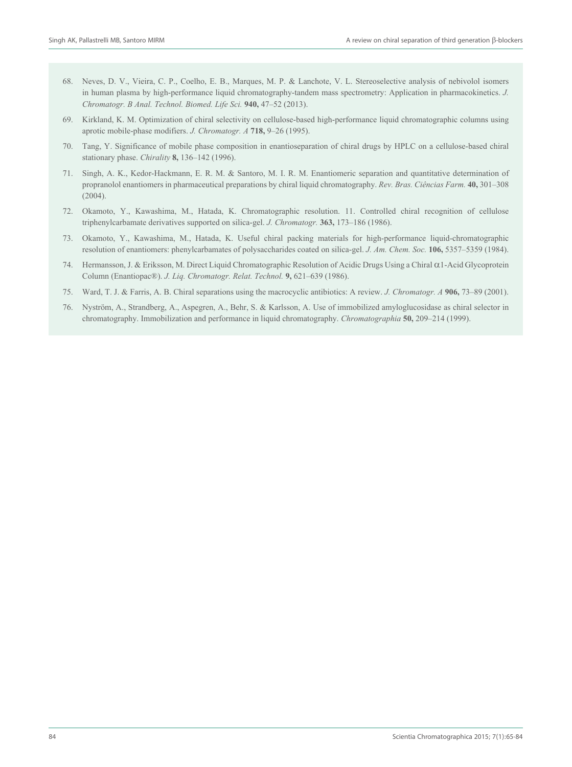68. Neves, D. V., Vieira, C. P., Coelho, E. B., Marques, M. P. & Lanchote, V. L. Stereoselective analysis of nebivolol isomers in human plasma by high-performance liquid chromatography-tandem mass spectrometry: Application in pharmacokinetics. *J. Chromatogr. B Anal. Technol. Biomed. Life Sci.* **940,** 47–52 (2013).

69. Kirkland, K. M. Optimization of chiral selectivity on cellulose-based high-performance liquid chromatographic columns using aprotic mobile-phase modifiers. *J. Chromatogr. A* **718,** 9–26 (1995).

70. Tang, Y. Significance of mobile phase composition in enantioseparation of chiral drugs by HPLC on a cellulose-based chiral stationary phase. *Chirality* **8,** 136–142 (1996).

71. Singh, A. K., Kedor-Hackmann, E. R. M. & Santoro, M. I. R. M. Enantiomeric separation and quantitative determination of propranolol enantiomers in pharmaceutical preparations by chiral liquid chromatography. *Rev. Bras. Ciências Farm.* **40,** 301–308 (2004).

72. Okamoto, Y., Kawashima, M., Hatada, K. Chromatographic resolution. 11. Controlled chiral recognition of cellulose triphenylcarbamate derivatives supported on silica-gel. *J. Chromatogr.* **363,** 173–186 (1986).

73. Okamoto, Y., Kawashima, M., Hatada, K. Useful chiral packing materials for high-performance liquid-chromatographic resolution of enantiomers: phenylcarbamates of polysaccharides coated on silica-gel. *J. Am. Chem. Soc.* **106,** 5357–5359 (1984).

74. Hermansson, J. & Eriksson, M. Direct Liquid Chromatographic Resolution of Acidic Drugs Using a Chiral α1-Acid Glycoprotein Column (Enantiopac®). *J. Liq. Chromatogr. Relat. Technol.* **9,** 621–639 (1986).

75. Ward, T. J. & Farris, A. B. Chiral separations using the macrocyclic antibiotics: A review. *J. Chromatogr. A* **906,** 73–89 (2001).

76. Nyström, A., Strandberg, A., Aspegren, A., Behr, S. & Karlsson, A. Use of immobilized amyloglucosidase as chiral selector in chromatography. Immobilization and performance in liquid chromatography. *Chromatographia* **50,** 209–214 (1999).